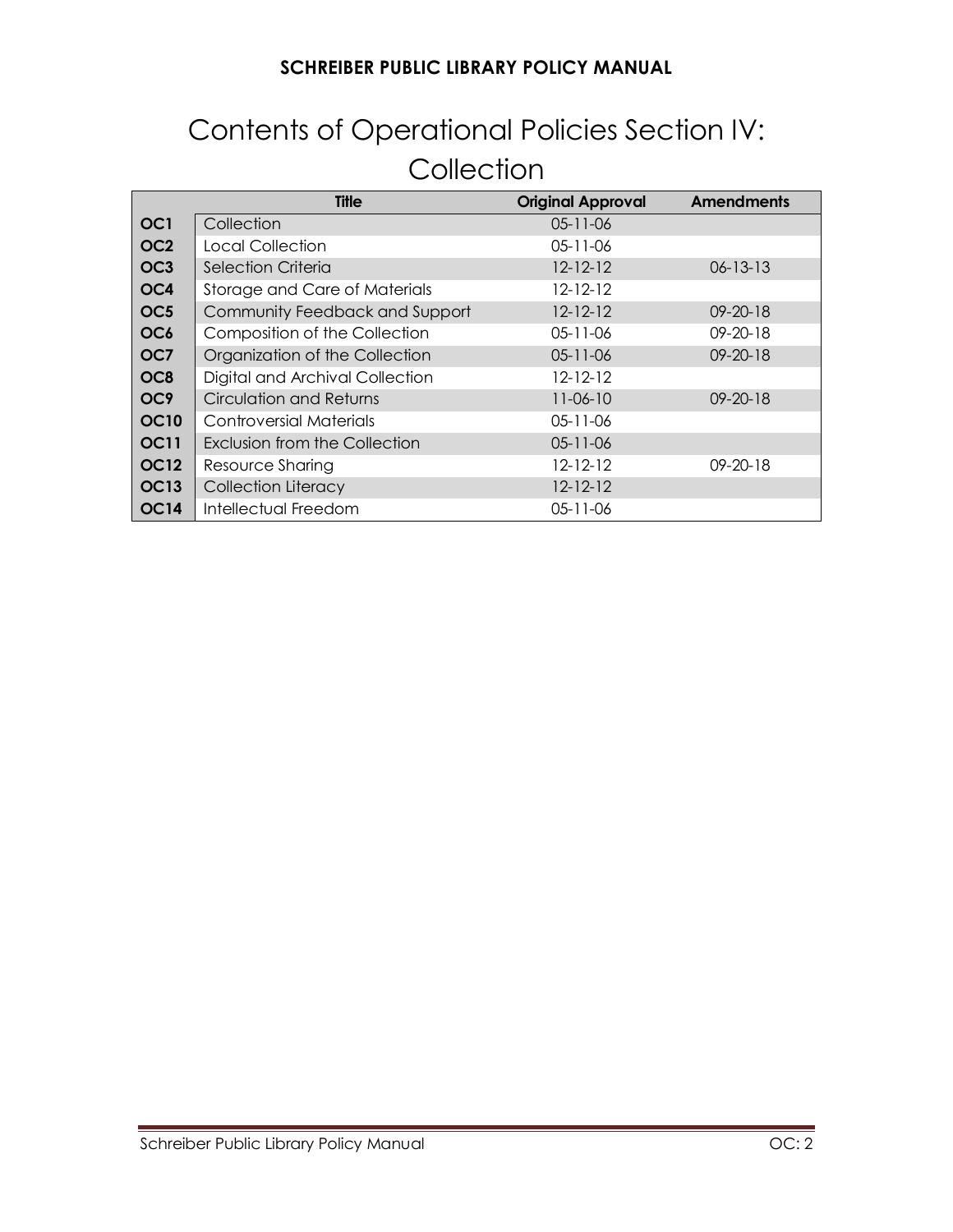# Contents of Operational Policies Section IV: Collection

| | Title | Original Approval | Amendments |
|---|---|---|---|
| **OC1** | Collection | 05-11-06 | |
| **OC2** | Local Collection | 05-11-06 | |
| **OC3** | Selection Criteria | 12-12-12 | 06-13-13 |
| **OC4** | Storage and Care of Materials | 12-12-12 | |
| **OC5** | Community Feedback and Support | 12-12-12 | 09-20-18 |
| **OC6** | Composition of the Collection | 05-11-06 | 09-20-18 |
| **OC7** | Organization of the Collection | 05-11-06 | 09-20-18 |
| **OC8** | Digital and Archival Collection | 12-12-12 | |
| **OC9** | Circulation and Returns | 11-06-10 | 09-20-18 |
| **OC10** | Controversial Materials | 05-11-06 | |
| **OC11** | Exclusion from the Collection | 05-11-06 | |
| **OC12** | Resource Sharing | 12-12-12 | 09-20-18 |
| **OC13** | Collection Literacy | 12-12-12 | |
| **OC14** | Intellectual Freedom | 05-11-06 | |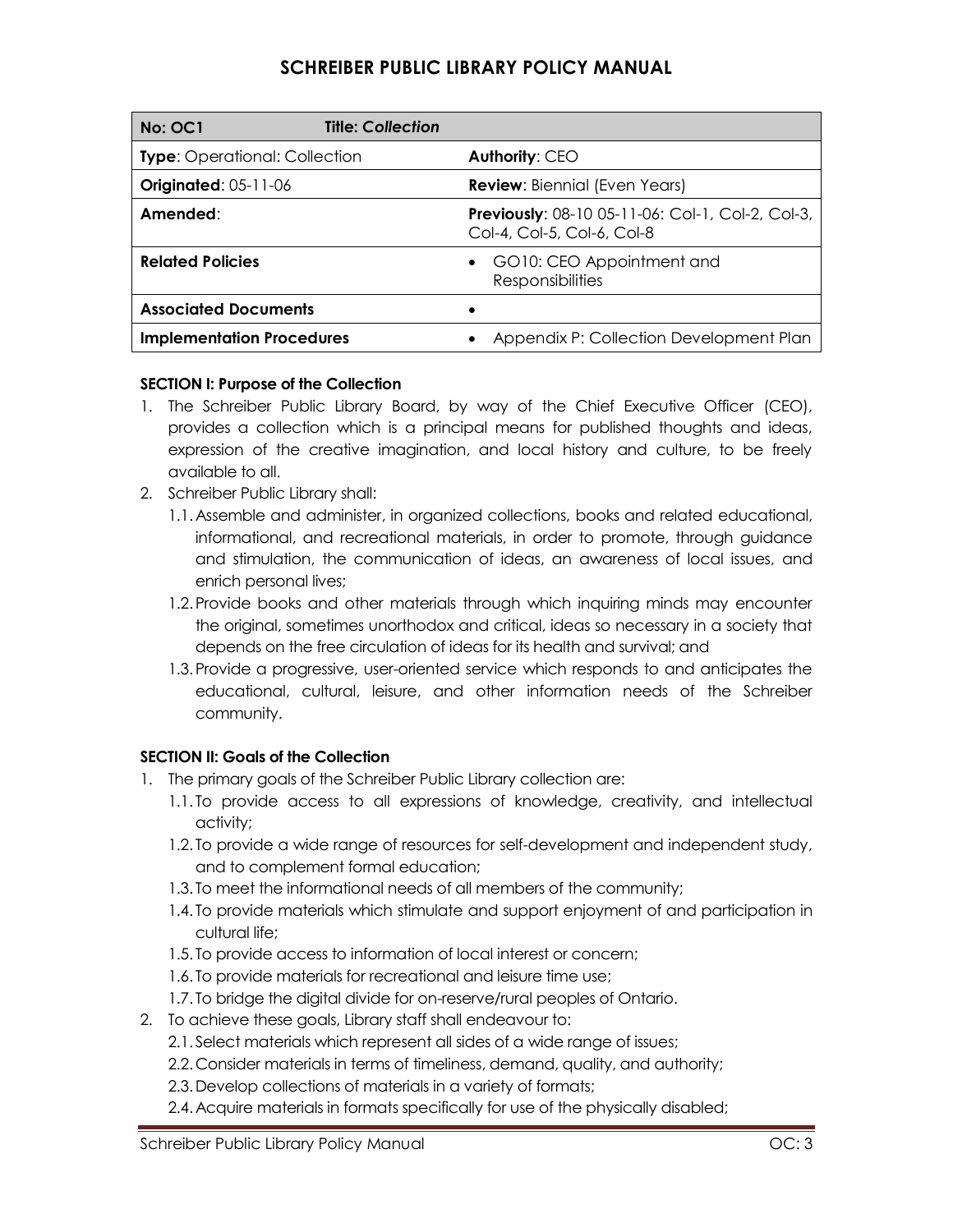# SCHREIBER PUBLIC LIBRARY POLICY MANUAL

| **No: OC1** **Title:** ***Collection*** | |
|---|---|
| **Type**: Operational: Collection | **Authority**: CEO |
| **Originated**: 05-11-06 | **Review**: Biennial (Even Years) |
| **Amended**: | **Previously**: 08-10 05-11-06: Col-1, Col-2, Col-3, Col-4, Col-5, Col-6, Col-8 |
| **Related Policies** | • GO10: CEO Appointment and Responsibilities |
| **Associated Documents** | • |
| **Implementation Procedures** | • Appendix P: Collection Development Plan |

**SECTION I: Purpose of the Collection**

1. The Schreiber Public Library Board, by way of the Chief Executive Officer (CEO), provides a collection which is a principal means for published thoughts and ideas, expression of the creative imagination, and local history and culture, to be freely available to all.
2. Schreiber Public Library shall:
   1.1. Assemble and administer, in organized collections, books and related educational, informational, and recreational materials, in order to promote, through guidance and stimulation, the communication of ideas, an awareness of local issues, and enrich personal lives;
   1.2. Provide books and other materials through which inquiring minds may encounter the original, sometimes unorthodox and critical, ideas so necessary in a society that depends on the free circulation of ideas for its health and survival; and
   1.3. Provide a progressive, user-oriented service which responds to and anticipates the educational, cultural, leisure, and other information needs of the Schreiber community.

**SECTION II: Goals of the Collection**

1. The primary goals of the Schreiber Public Library collection are:
   1.1. To provide access to all expressions of knowledge, creativity, and intellectual activity;
   1.2. To provide a wide range of resources for self-development and independent study, and to complement formal education;
   1.3. To meet the informational needs of all members of the community;
   1.4. To provide materials which stimulate and support enjoyment of and participation in cultural life;
   1.5. To provide access to information of local interest or concern;
   1.6. To provide materials for recreational and leisure time use;
   1.7. To bridge the digital divide for on-reserve/rural peoples of Ontario.
2. To achieve these goals, Library staff shall endeavour to:
   2.1. Select materials which represent all sides of a wide range of issues;
   2.2. Consider materials in terms of timeliness, demand, quality, and authority;
   2.3. Develop collections of materials in a variety of formats;
   2.4. Acquire materials in formats specifically for use of the physically disabled;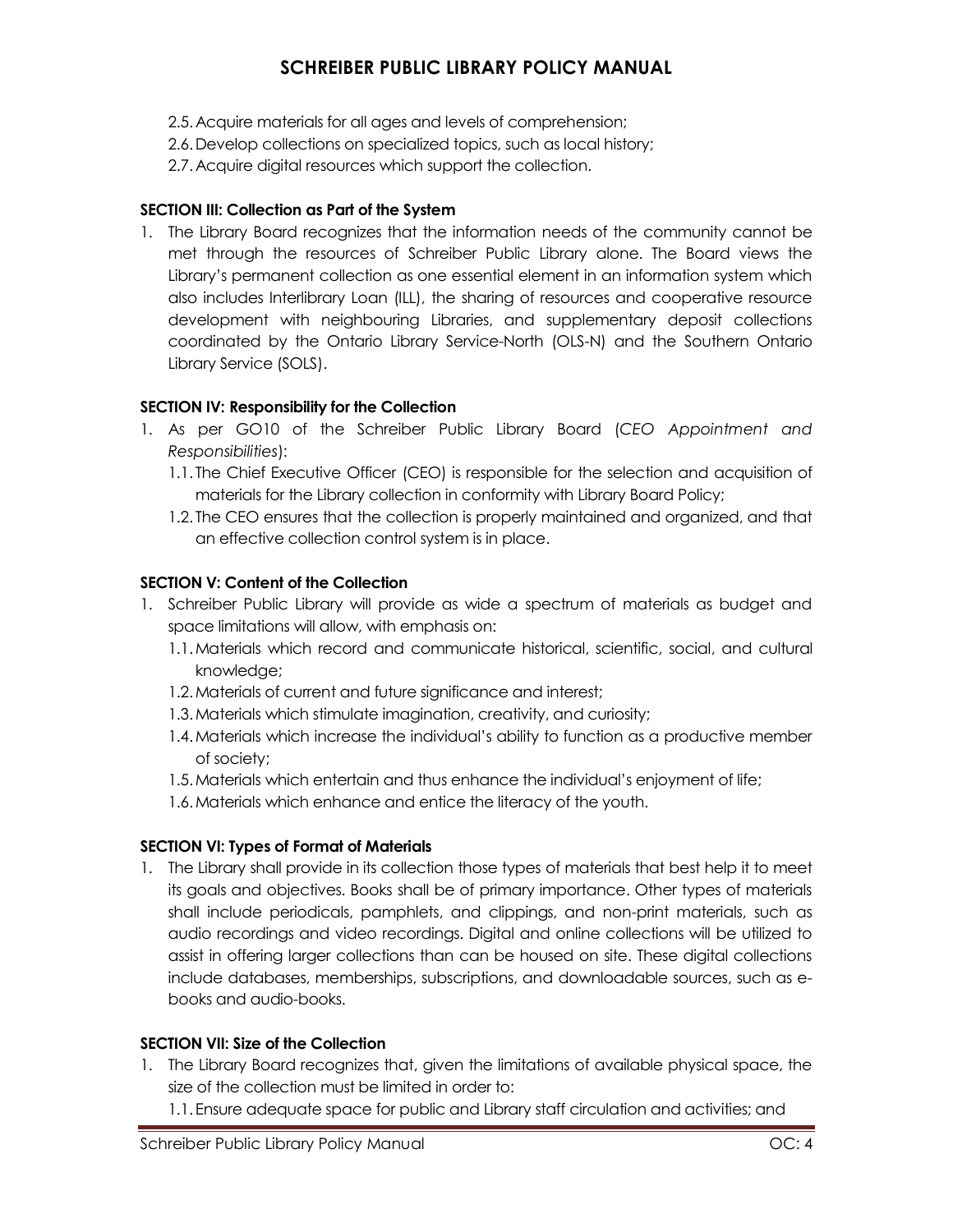2.5. Acquire materials for all ages and levels of comprehension;
2.6. Develop collections on specialized topics, such as local history;
2.7. Acquire digital resources which support the collection.

**SECTION III: Collection as Part of the System**

1. The Library Board recognizes that the information needs of the community cannot be met through the resources of Schreiber Public Library alone. The Board views the Library's permanent collection as one essential element in an information system which also includes Interlibrary Loan (ILL), the sharing of resources and cooperative resource development with neighbouring Libraries, and supplementary deposit collections coordinated by the Ontario Library Service-North (OLS-N) and the Southern Ontario Library Service (SOLS).

**SECTION IV: Responsibility for the Collection**

1. As per GO10 of the Schreiber Public Library Board (*CEO Appointment and Responsibilities*):
   1.1. The Chief Executive Officer (CEO) is responsible for the selection and acquisition of materials for the Library collection in conformity with Library Board Policy;
   1.2. The CEO ensures that the collection is properly maintained and organized, and that an effective collection control system is in place.

**SECTION V: Content of the Collection**

1. Schreiber Public Library will provide as wide a spectrum of materials as budget and space limitations will allow, with emphasis on:
   1.1. Materials which record and communicate historical, scientific, social, and cultural knowledge;
   1.2. Materials of current and future significance and interest;
   1.3. Materials which stimulate imagination, creativity, and curiosity;
   1.4. Materials which increase the individual's ability to function as a productive member of society;
   1.5. Materials which entertain and thus enhance the individual's enjoyment of life;
   1.6. Materials which enhance and entice the literacy of the youth.

**SECTION VI: Types of Format of Materials**

1. The Library shall provide in its collection those types of materials that best help it to meet its goals and objectives. Books shall be of primary importance. Other types of materials shall include periodicals, pamphlets, and clippings, and non-print materials, such as audio recordings and video recordings. Digital and online collections will be utilized to assist in offering larger collections than can be housed on site. These digital collections include databases, memberships, subscriptions, and downloadable sources, such as e-books and audio-books.

**SECTION VII: Size of the Collection**

1. The Library Board recognizes that, given the limitations of available physical space, the size of the collection must be limited in order to:
   1.1. Ensure adequate space for public and Library staff circulation and activities; and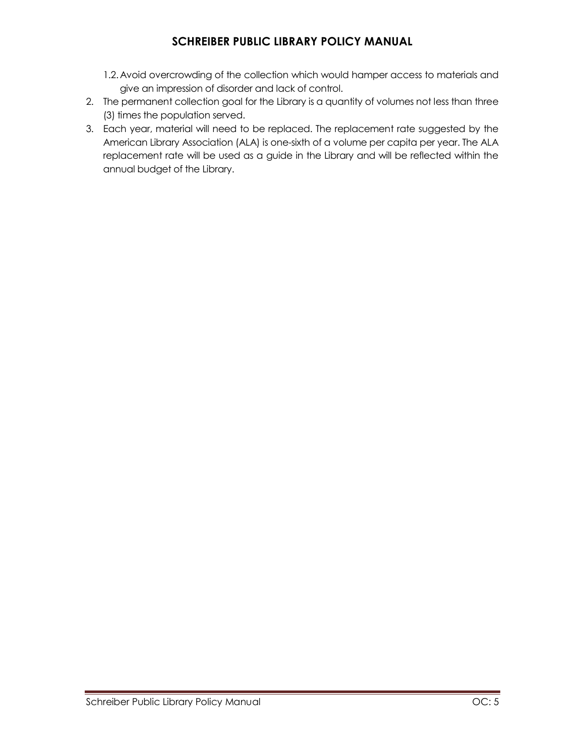1.2. Avoid overcrowding of the collection which would hamper access to materials and give an impression of disorder and lack of control.

2. The permanent collection goal for the Library is a quantity of volumes not less than three (3) times the population served.
3. Each year, material will need to be replaced. The replacement rate suggested by the American Library Association (ALA) is one-sixth of a volume per capita per year. The ALA replacement rate will be used as a guide in the Library and will be reflected within the annual budget of the Library.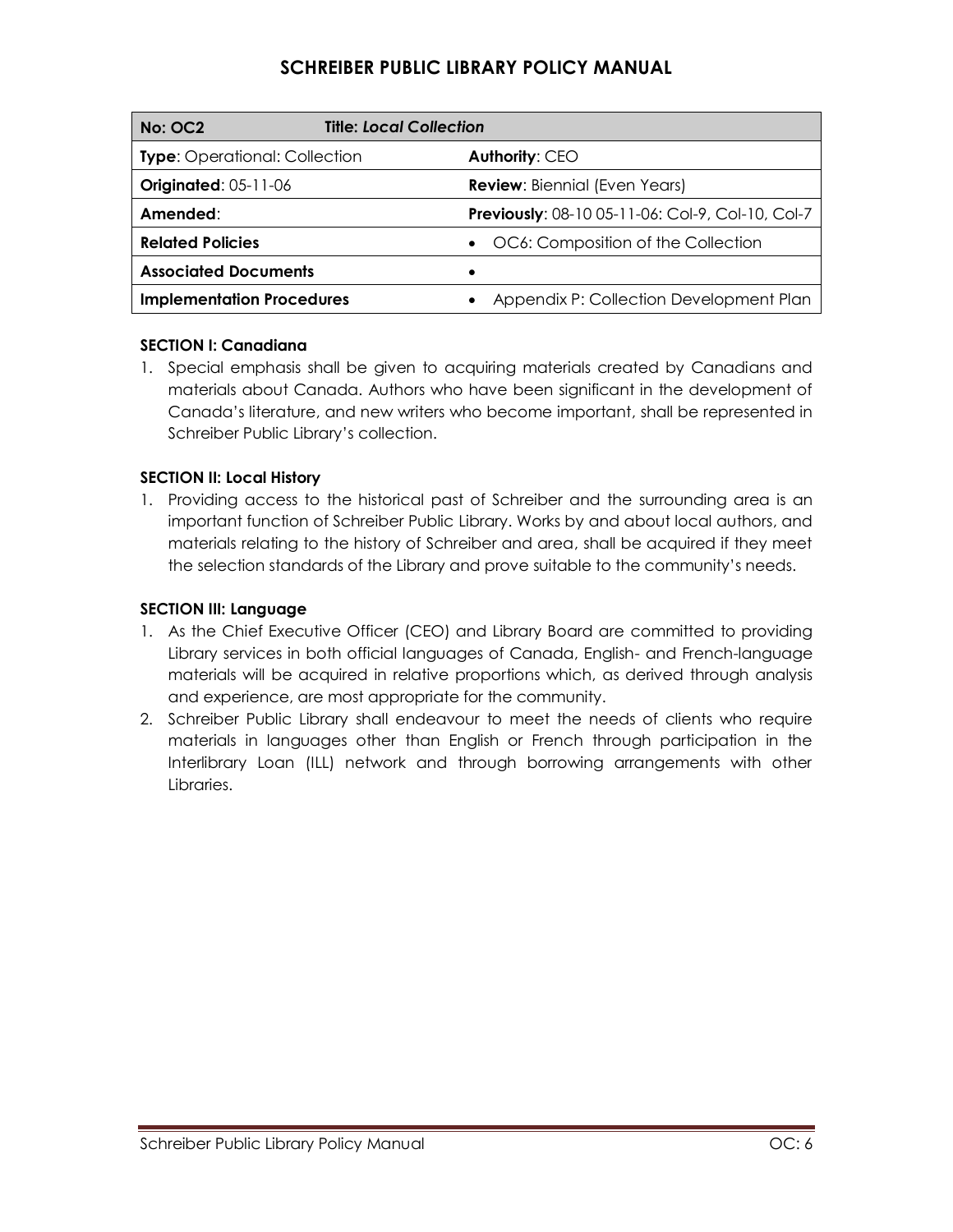| No: OC2 | Title: *Local Collection* |
|---|---|
| **Type**: Operational: Collection | **Authority**: CEO |
| **Originated**: 05-11-06 | **Review**: Biennial (Even Years) |
| **Amended**: | **Previously**: 08-10 05-11-06: Col-9, Col-10, Col-7 |
| **Related Policies** | • OC6: Composition of the Collection |
| **Associated Documents** | • |
| **Implementation Procedures** | • Appendix P: Collection Development Plan |

**SECTION I: Canadiana**

1. Special emphasis shall be given to acquiring materials created by Canadians and materials about Canada. Authors who have been significant in the development of Canada's literature, and new writers who become important, shall be represented in Schreiber Public Library's collection.

**SECTION II: Local History**

1. Providing access to the historical past of Schreiber and the surrounding area is an important function of Schreiber Public Library. Works by and about local authors, and materials relating to the history of Schreiber and area, shall be acquired if they meet the selection standards of the Library and prove suitable to the community's needs.

**SECTION III: Language**

1. As the Chief Executive Officer (CEO) and Library Board are committed to providing Library services in both official languages of Canada, English- and French-language materials will be acquired in relative proportions which, as derived through analysis and experience, are most appropriate for the community.
2. Schreiber Public Library shall endeavour to meet the needs of clients who require materials in languages other than English or French through participation in the Interlibrary Loan (ILL) network and through borrowing arrangements with other Libraries.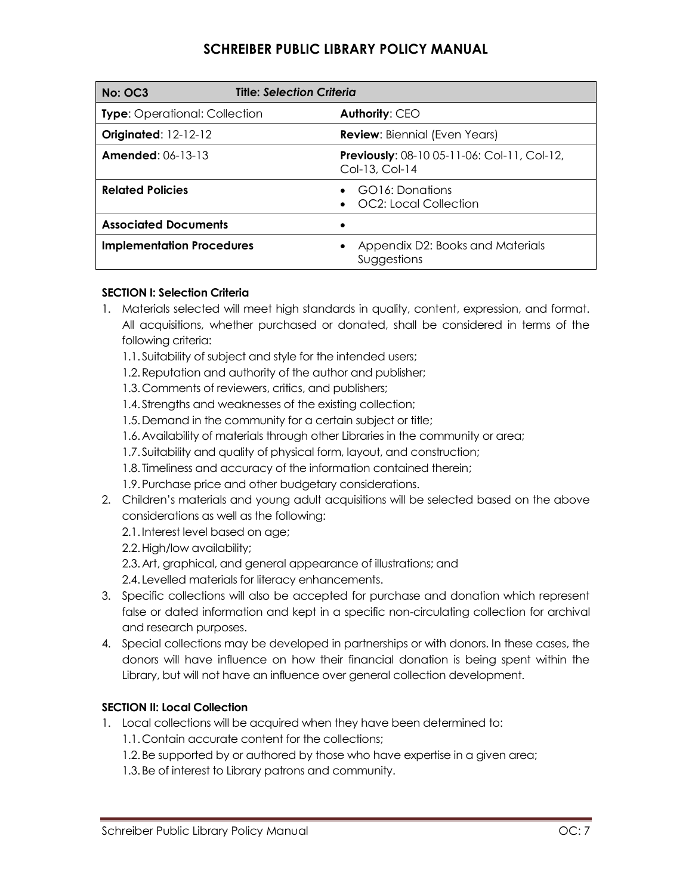# SCHREIBER PUBLIC LIBRARY POLICY MANUAL

| **No: OC3** | **Title:** ***Selection Criteria*** |
|---|---|
| **Type**: Operational: Collection | **Authority**: CEO |
| **Originated**: 12-12-12 | **Review**: Biennial (Even Years) |
| **Amended**: 06-13-13 | **Previously**: 08-10 05-11-06: Col-11, Col-12, Col-13, Col-14 |
| **Related Policies** | • GO16: Donations<br>• OC2: Local Collection |
| **Associated Documents** | • |
| **Implementation Procedures** | • Appendix D2: Books and Materials Suggestions |

**SECTION I: Selection Criteria**

1. Materials selected will meet high standards in quality, content, expression, and format. All acquisitions, whether purchased or donated, shall be considered in terms of the following criteria:
   1.1. Suitability of subject and style for the intended users;
   1.2. Reputation and authority of the author and publisher;
   1.3. Comments of reviewers, critics, and publishers;
   1.4. Strengths and weaknesses of the existing collection;
   1.5. Demand in the community for a certain subject or title;
   1.6. Availability of materials through other Libraries in the community or area;
   1.7. Suitability and quality of physical form, layout, and construction;
   1.8. Timeliness and accuracy of the information contained therein;
   1.9. Purchase price and other budgetary considerations.
2. Children's materials and young adult acquisitions will be selected based on the above considerations as well as the following:
   2.1. Interest level based on age;
   2.2. High/low availability;
   2.3. Art, graphical, and general appearance of illustrations; and
   2.4. Levelled materials for literacy enhancements.
3. Specific collections will also be accepted for purchase and donation which represent false or dated information and kept in a specific non-circulating collection for archival and research purposes.
4. Special collections may be developed in partnerships or with donors. In these cases, the donors will have influence on how their financial donation is being spent within the Library, but will not have an influence over general collection development.

**SECTION II: Local Collection**

1. Local collections will be acquired when they have been determined to:
   1.1. Contain accurate content for the collections;
   1.2. Be supported by or authored by those who have expertise in a given area;
   1.3. Be of interest to Library patrons and community.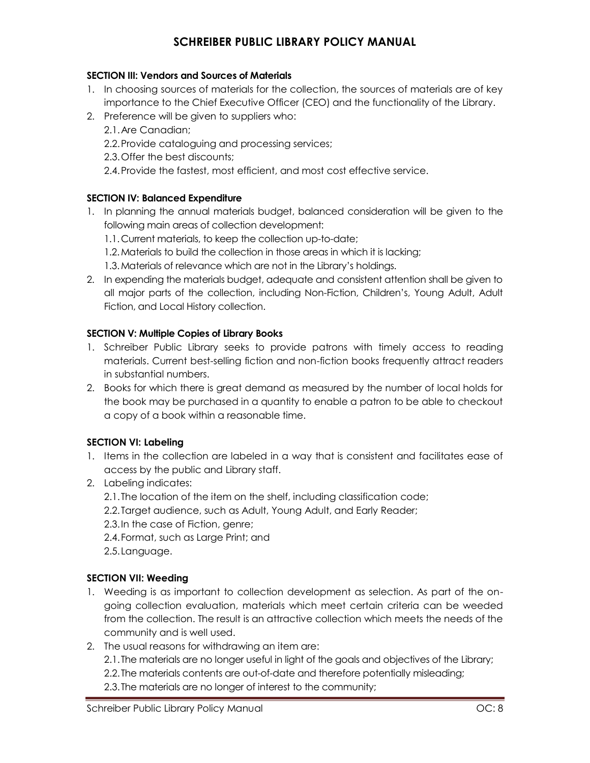### SECTION III: Vendors and Sources of Materials

1. In choosing sources of materials for the collection, the sources of materials are of key importance to the Chief Executive Officer (CEO) and the functionality of the Library.
2. Preference will be given to suppliers who:
   2.1. Are Canadian;
   2.2. Provide cataloguing and processing services;
   2.3. Offer the best discounts;
   2.4. Provide the fastest, most efficient, and most cost effective service.

### SECTION IV: Balanced Expenditure

1. In planning the annual materials budget, balanced consideration will be given to the following main areas of collection development:
   1.1. Current materials, to keep the collection up-to-date;
   1.2. Materials to build the collection in those areas in which it is lacking;
   1.3. Materials of relevance which are not in the Library's holdings.
2. In expending the materials budget, adequate and consistent attention shall be given to all major parts of the collection, including Non-Fiction, Children's, Young Adult, Adult Fiction, and Local History collection.

### SECTION V: Multiple Copies of Library Books

1. Schreiber Public Library seeks to provide patrons with timely access to reading materials. Current best-selling fiction and non-fiction books frequently attract readers in substantial numbers.
2. Books for which there is great demand as measured by the number of local holds for the book may be purchased in a quantity to enable a patron to be able to checkout a copy of a book within a reasonable time.

### SECTION VI: Labeling

1. Items in the collection are labeled in a way that is consistent and facilitates ease of access by the public and Library staff.
2. Labeling indicates:
   2.1. The location of the item on the shelf, including classification code;
   2.2. Target audience, such as Adult, Young Adult, and Early Reader;
   2.3. In the case of Fiction, genre;
   2.4. Format, such as Large Print; and
   2.5. Language.

### SECTION VII: Weeding

1. Weeding is as important to collection development as selection. As part of the on-going collection evaluation, materials which meet certain criteria can be weeded from the collection. The result is an attractive collection which meets the needs of the community and is well used.
2. The usual reasons for withdrawing an item are:
   2.1. The materials are no longer useful in light of the goals and objectives of the Library;
   2.2. The materials contents are out-of-date and therefore potentially misleading;
   2.3. The materials are no longer of interest to the community;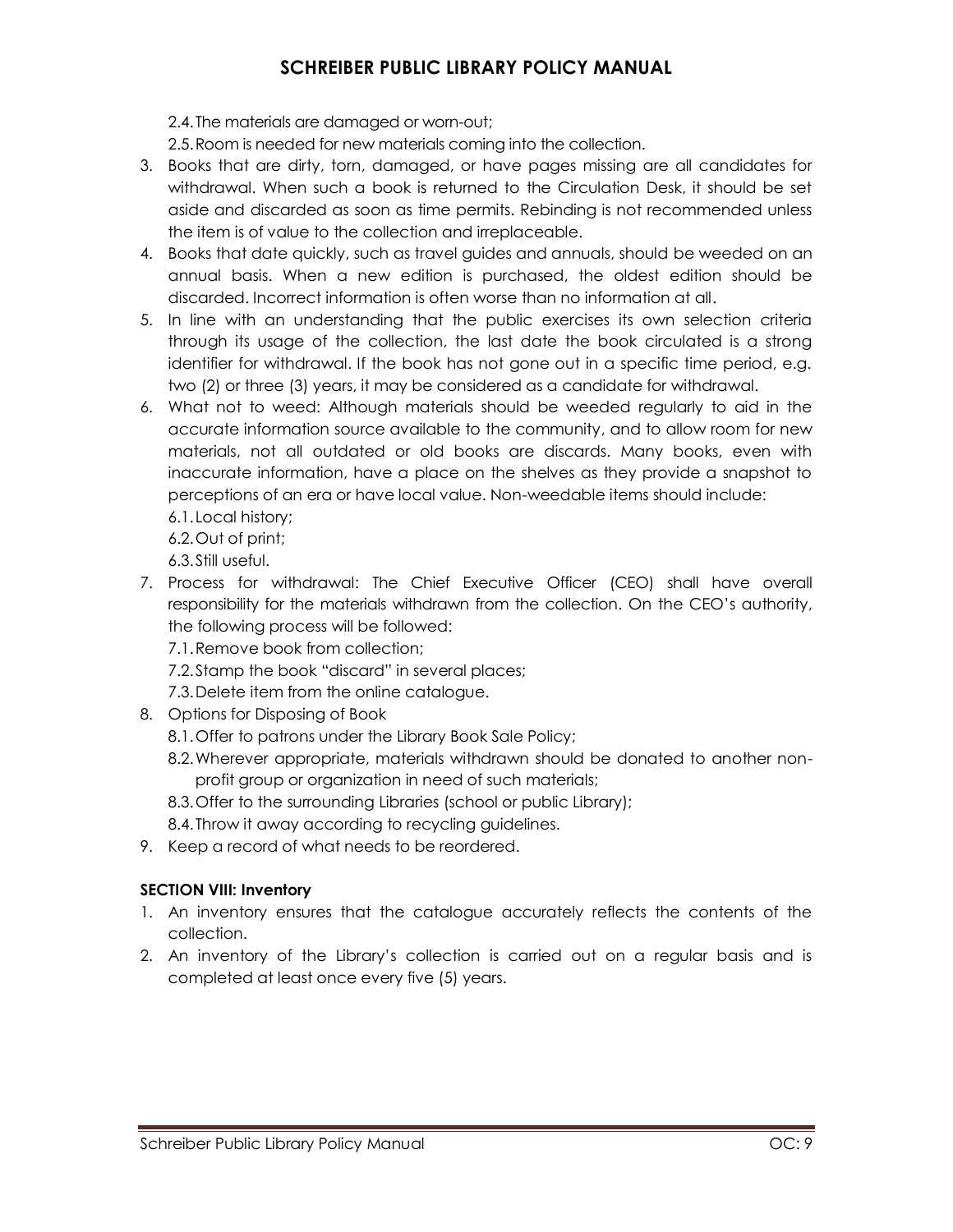2.4. The materials are damaged or worn-out;

2.5. Room is needed for new materials coming into the collection.

3. Books that are dirty, torn, damaged, or have pages missing are all candidates for withdrawal. When such a book is returned to the Circulation Desk, it should be set aside and discarded as soon as time permits. Rebinding is not recommended unless the item is of value to the collection and irreplaceable.
4. Books that date quickly, such as travel guides and annuals, should be weeded on an annual basis. When a new edition is purchased, the oldest edition should be discarded. Incorrect information is often worse than no information at all.
5. In line with an understanding that the public exercises its own selection criteria through its usage of the collection, the last date the book circulated is a strong identifier for withdrawal. If the book has not gone out in a specific time period, e.g. two (2) or three (3) years, it may be considered as a candidate for withdrawal.
6. What not to weed: Although materials should be weeded regularly to aid in the accurate information source available to the community, and to allow room for new materials, not all outdated or old books are discards. Many books, even with inaccurate information, have a place on the shelves as they provide a snapshot to perceptions of an era or have local value. Non-weedable items should include:
   - 6.1. Local history;
   - 6.2. Out of print;
   - 6.3. Still useful.
7. Process for withdrawal: The Chief Executive Officer (CEO) shall have overall responsibility for the materials withdrawn from the collection. On the CEO's authority, the following process will be followed:
   - 7.1. Remove book from collection;
   - 7.2. Stamp the book "discard" in several places;
   - 7.3. Delete item from the online catalogue.
8. Options for Disposing of Book
   - 8.1. Offer to patrons under the Library Book Sale Policy;
   - 8.2. Wherever appropriate, materials withdrawn should be donated to another non-profit group or organization in need of such materials;
   - 8.3. Offer to the surrounding Libraries (school or public Library);
   - 8.4. Throw it away according to recycling guidelines.
9. Keep a record of what needs to be reordered.

**SECTION VIII: Inventory**

1. An inventory ensures that the catalogue accurately reflects the contents of the collection.
2. An inventory of the Library's collection is carried out on a regular basis and is completed at least once every five (5) years.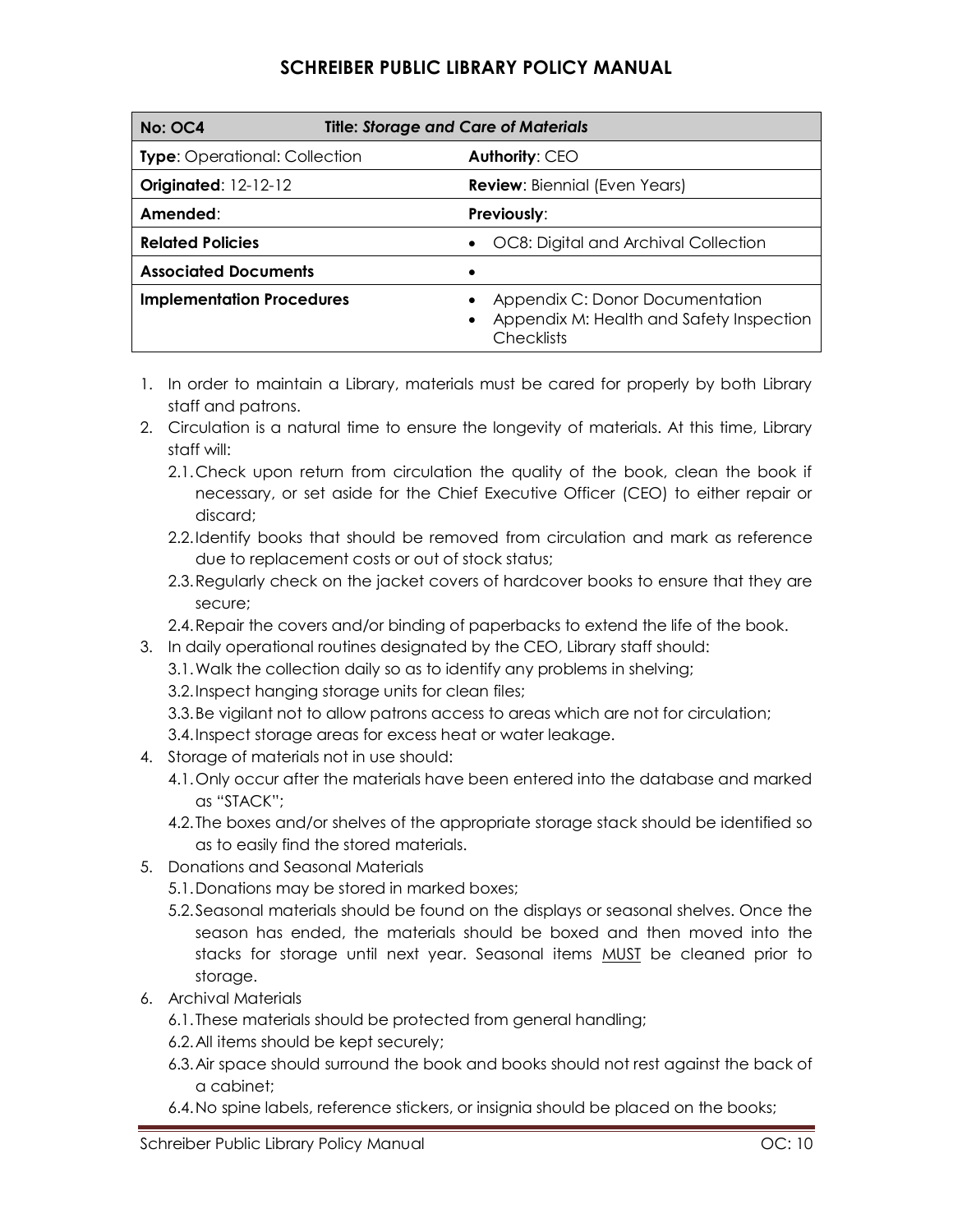| No: OC4 | Title: *Storage and Care of Materials* |
|---|---|
| **Type**: Operational: Collection | **Authority**: CEO |
| **Originated**: 12-12-12 | **Review**: Biennial (Even Years) |
| **Amended**: | **Previously**: |
| **Related Policies** | • OC8: Digital and Archival Collection |
| **Associated Documents** | • |
| **Implementation Procedures** | • Appendix C: Donor Documentation<br>• Appendix M: Health and Safety Inspection Checklists |

1. In order to maintain a Library, materials must be cared for properly by both Library staff and patrons.
2. Circulation is a natural time to ensure the longevity of materials. At this time, Library staff will:
   - 2.1. Check upon return from circulation the quality of the book, clean the book if necessary, or set aside for the Chief Executive Officer (CEO) to either repair or discard;
   - 2.2. Identify books that should be removed from circulation and mark as reference due to replacement costs or out of stock status;
   - 2.3. Regularly check on the jacket covers of hardcover books to ensure that they are secure;
   - 2.4. Repair the covers and/or binding of paperbacks to extend the life of the book.
3. In daily operational routines designated by the CEO, Library staff should:
   - 3.1. Walk the collection daily so as to identify any problems in shelving;
   - 3.2. Inspect hanging storage units for clean files;
   - 3.3. Be vigilant not to allow patrons access to areas which are not for circulation;
   - 3.4. Inspect storage areas for excess heat or water leakage.
4. Storage of materials not in use should:
   - 4.1. Only occur after the materials have been entered into the database and marked as "STACK";
   - 4.2. The boxes and/or shelves of the appropriate storage stack should be identified so as to easily find the stored materials.
5. Donations and Seasonal Materials
   - 5.1. Donations may be stored in marked boxes;
   - 5.2. Seasonal materials should be found on the displays or seasonal shelves. Once the season has ended, the materials should be boxed and then moved into the stacks for storage until next year. Seasonal items <u>MUST</u> be cleaned prior to storage.
6. Archival Materials
   - 6.1. These materials should be protected from general handling;
   - 6.2. All items should be kept securely;
   - 6.3. Air space should surround the book and books should not rest against the back of a cabinet;
   - 6.4. No spine labels, reference stickers, or insignia should be placed on the books;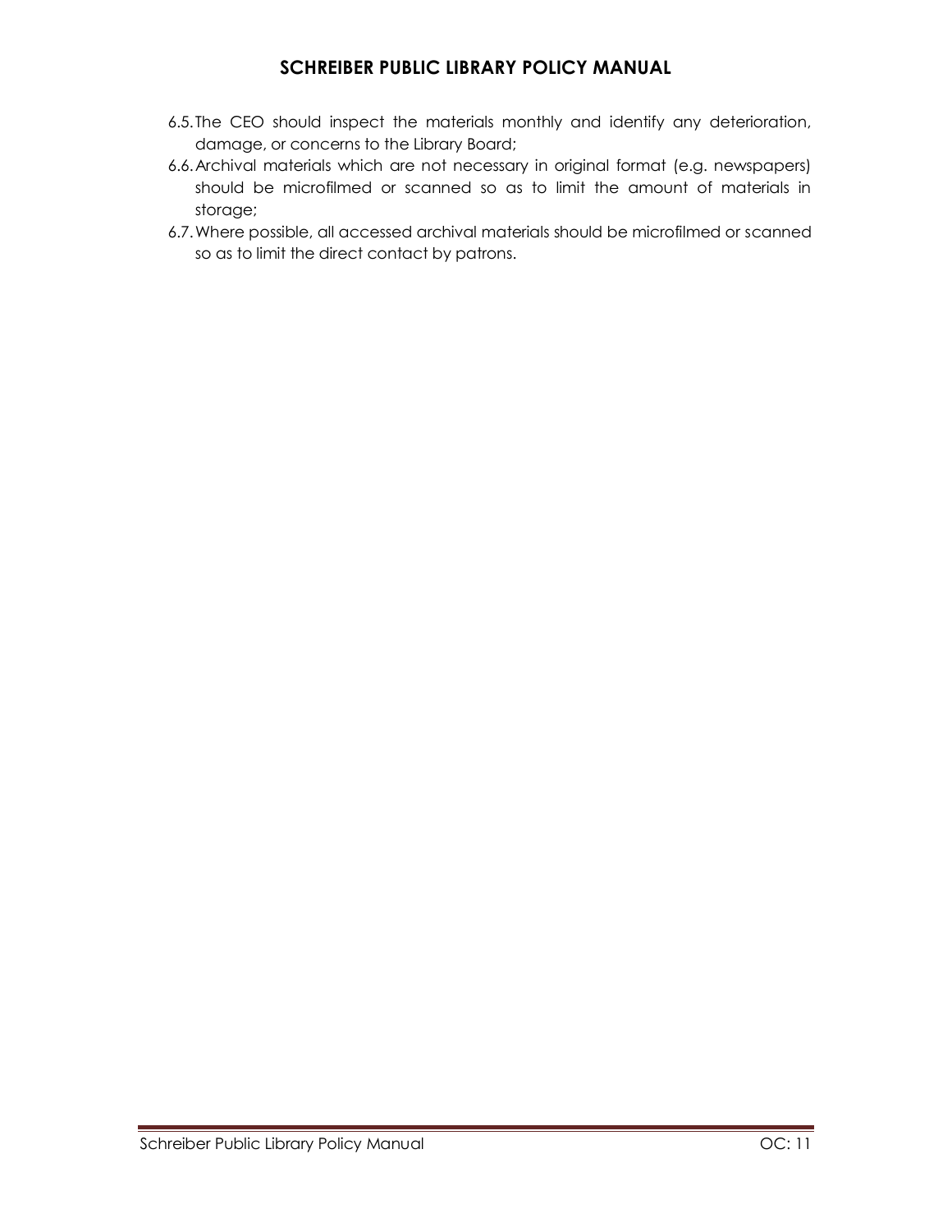6.5. The CEO should inspect the materials monthly and identify any deterioration, damage, or concerns to the Library Board;

6.6. Archival materials which are not necessary in original format (e.g. newspapers) should be microfilmed or scanned so as to limit the amount of materials in storage;

6.7. Where possible, all accessed archival materials should be microfilmed or scanned so as to limit the direct contact by patrons.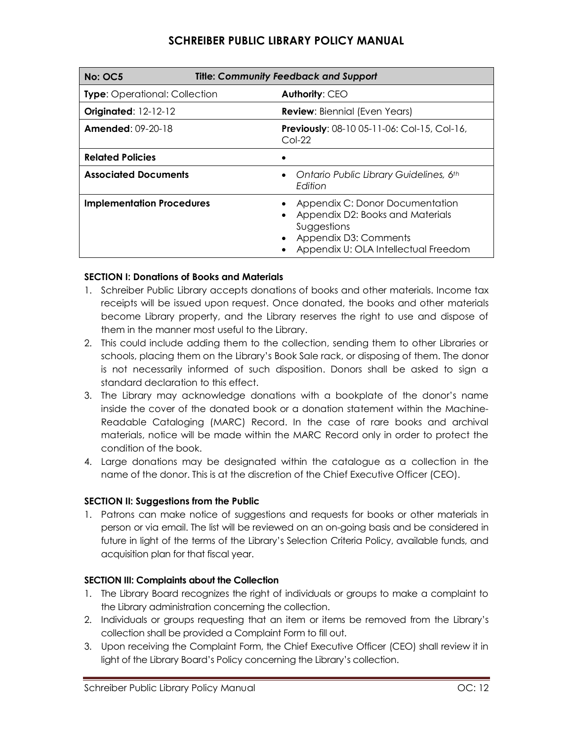| No: OC5 | Title: *Community Feedback and Support* |
|---|---|
| **Type**: Operational: Collection | **Authority**: CEO |
| **Originated**: 12-12-12 | **Review**: Biennial (Even Years) |
| **Amended**: 09-20-18 | **Previously**: 08-10 05-11-06: Col-15, Col-16, Col-22 |
| **Related Policies** | • |
| **Associated Documents** | • *Ontario Public Library Guidelines, 6th Edition* |
| **Implementation Procedures** | • Appendix C: Donor Documentation<br>• Appendix D2: Books and Materials Suggestions<br>• Appendix D3: Comments<br>• Appendix U: OLA Intellectual Freedom |

**SECTION I: Donations of Books and Materials**

1. Schreiber Public Library accepts donations of books and other materials. Income tax receipts will be issued upon request. Once donated, the books and other materials become Library property, and the Library reserves the right to use and dispose of them in the manner most useful to the Library.
2. This could include adding them to the collection, sending them to other Libraries or schools, placing them on the Library's Book Sale rack, or disposing of them. The donor is not necessarily informed of such disposition. Donors shall be asked to sign a standard declaration to this effect.
3. The Library may acknowledge donations with a bookplate of the donor's name inside the cover of the donated book or a donation statement within the Machine-Readable Cataloging (MARC) Record. In the case of rare books and archival materials, notice will be made within the MARC Record only in order to protect the condition of the book.
4. Large donations may be designated within the catalogue as a collection in the name of the donor. This is at the discretion of the Chief Executive Officer (CEO).

**SECTION II: Suggestions from the Public**

1. Patrons can make notice of suggestions and requests for books or other materials in person or via email. The list will be reviewed on an on-going basis and be considered in future in light of the terms of the Library's Selection Criteria Policy, available funds, and acquisition plan for that fiscal year.

**SECTION III: Complaints about the Collection**

1. The Library Board recognizes the right of individuals or groups to make a complaint to the Library administration concerning the collection.
2. Individuals or groups requesting that an item or items be removed from the Library's collection shall be provided a Complaint Form to fill out.
3. Upon receiving the Complaint Form, the Chief Executive Officer (CEO) shall review it in light of the Library Board's Policy concerning the Library's collection.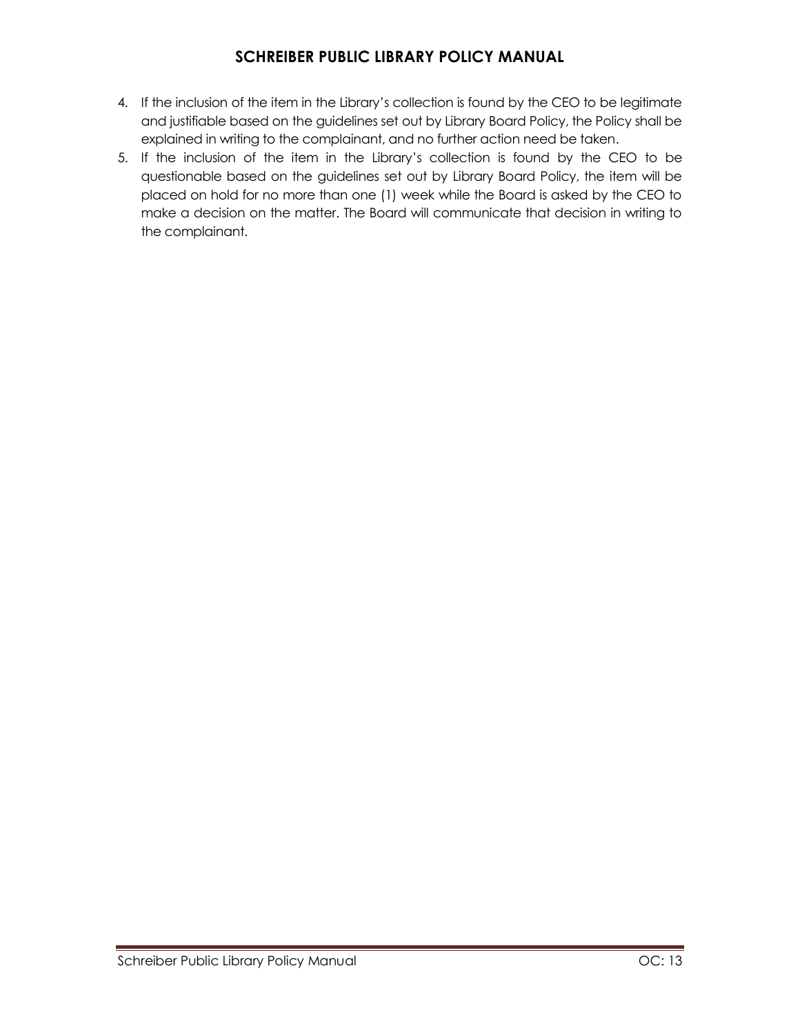4. If the inclusion of the item in the Library's collection is found by the CEO to be legitimate and justifiable based on the guidelines set out by Library Board Policy, the Policy shall be explained in writing to the complainant, and no further action need be taken.
5. If the inclusion of the item in the Library's collection is found by the CEO to be questionable based on the guidelines set out by Library Board Policy, the item will be placed on hold for no more than one (1) week while the Board is asked by the CEO to make a decision on the matter. The Board will communicate that decision in writing to the complainant.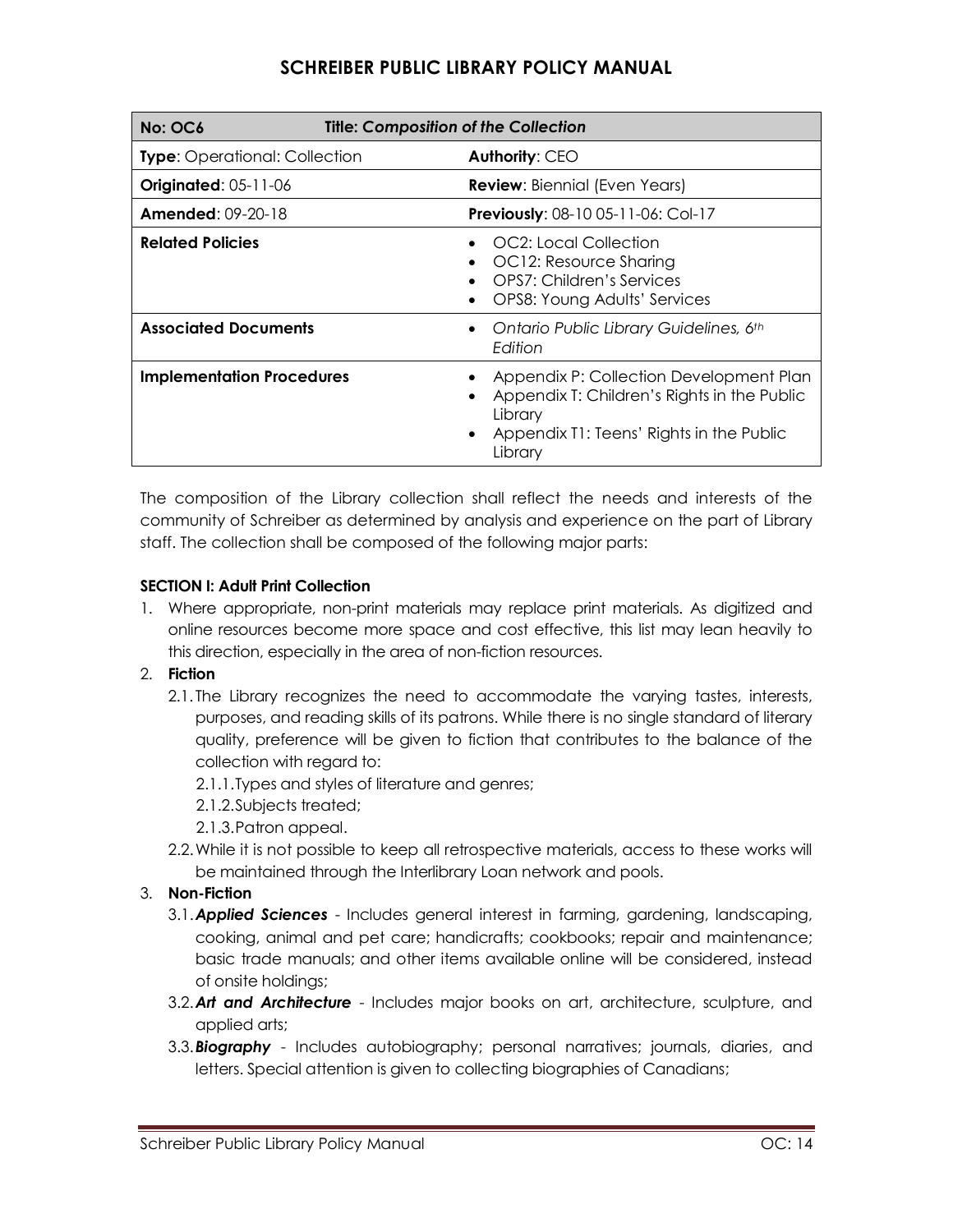| No: OC6 | Title: *Composition of the Collection* |
|---|---|
| **Type**: Operational: Collection | **Authority**: CEO |
| **Originated**: 05-11-06 | **Review**: Biennial (Even Years) |
| **Amended**: 09-20-18 | **Previously**: 08-10 05-11-06: Col-17 |
| **Related Policies** | • OC2: Local Collection<br>• OC12: Resource Sharing<br>• OPS7: Children's Services<br>• OPS8: Young Adults' Services |
| **Associated Documents** | • *Ontario Public Library Guidelines, 6th Edition* |
| **Implementation Procedures** | • Appendix P: Collection Development Plan<br>• Appendix T: Children's Rights in the Public Library<br>• Appendix T1: Teens' Rights in the Public Library |

The composition of the Library collection shall reflect the needs and interests of the community of Schreiber as determined by analysis and experience on the part of Library staff. The collection shall be composed of the following major parts:

**SECTION I: Adult Print Collection**

1. Where appropriate, non-print materials may replace print materials. As digitized and online resources become more space and cost effective, this list may lean heavily to this direction, especially in the area of non-fiction resources.
2. **Fiction**
   - 2.1. The Library recognizes the need to accommodate the varying tastes, interests, purposes, and reading skills of its patrons. While there is no single standard of literary quality, preference will be given to fiction that contributes to the balance of the collection with regard to:
     - 2.1.1. Types and styles of literature and genres;
     - 2.1.2. Subjects treated;
     - 2.1.3. Patron appeal.
   - 2.2. While it is not possible to keep all retrospective materials, access to these works will be maintained through the Interlibrary Loan network and pools.
3. **Non-Fiction**
   - 3.1. ***Applied Sciences*** - Includes general interest in farming, gardening, landscaping, cooking, animal and pet care; handicrafts; cookbooks; repair and maintenance; basic trade manuals; and other items available online will be considered, instead of onsite holdings;
   - 3.2. ***Art and Architecture*** - Includes major books on art, architecture, sculpture, and applied arts;
   - 3.3. ***Biography*** - Includes autobiography; personal narratives; journals, diaries, and letters. Special attention is given to collecting biographies of Canadians;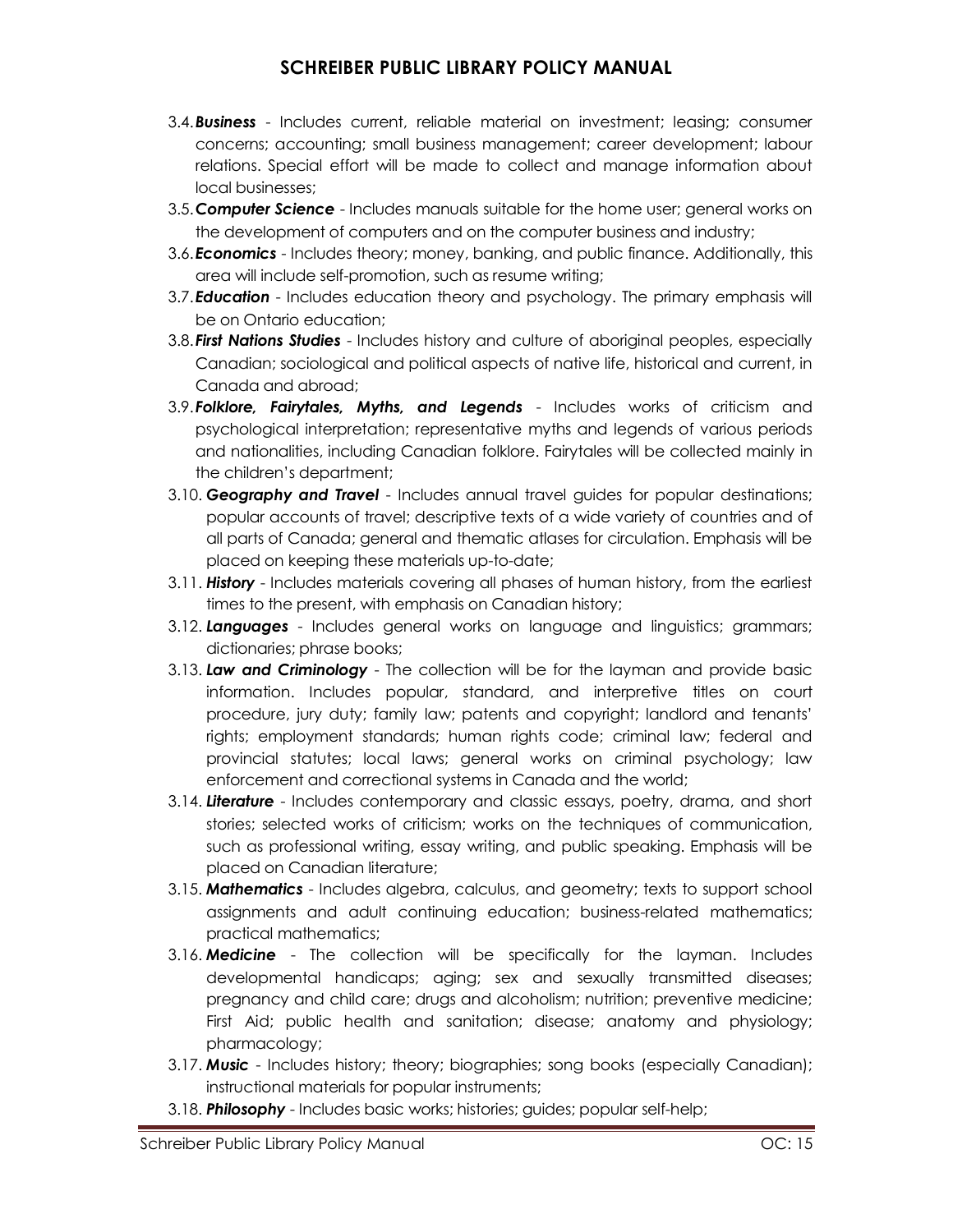3.4. ***Business*** - Includes current, reliable material on investment; leasing; consumer concerns; accounting; small business management; career development; labour relations. Special effort will be made to collect and manage information about local businesses;

3.5. ***Computer Science*** - Includes manuals suitable for the home user; general works on the development of computers and on the computer business and industry;

3.6. ***Economics*** - Includes theory; money, banking, and public finance. Additionally, this area will include self-promotion, such as resume writing;

3.7. ***Education*** - Includes education theory and psychology. The primary emphasis will be on Ontario education;

3.8. ***First Nations Studies*** - Includes history and culture of aboriginal peoples, especially Canadian; sociological and political aspects of native life, historical and current, in Canada and abroad;

3.9. ***Folklore, Fairytales, Myths, and Legends*** - Includes works of criticism and psychological interpretation; representative myths and legends of various periods and nationalities, including Canadian folklore. Fairytales will be collected mainly in the children's department;

3.10. ***Geography and Travel*** - Includes annual travel guides for popular destinations; popular accounts of travel; descriptive texts of a wide variety of countries and of all parts of Canada; general and thematic atlases for circulation. Emphasis will be placed on keeping these materials up-to-date;

3.11. ***History*** - Includes materials covering all phases of human history, from the earliest times to the present, with emphasis on Canadian history;

3.12. ***Languages*** - Includes general works on language and linguistics; grammars; dictionaries; phrase books;

3.13. ***Law and Criminology*** - The collection will be for the layman and provide basic information. Includes popular, standard, and interpretive titles on court procedure, jury duty; family law; patents and copyright; landlord and tenants' rights; employment standards; human rights code; criminal law; federal and provincial statutes; local laws; general works on criminal psychology; law enforcement and correctional systems in Canada and the world;

3.14. ***Literature*** - Includes contemporary and classic essays, poetry, drama, and short stories; selected works of criticism; works on the techniques of communication, such as professional writing, essay writing, and public speaking. Emphasis will be placed on Canadian literature;

3.15. ***Mathematics*** - Includes algebra, calculus, and geometry; texts to support school assignments and adult continuing education; business-related mathematics; practical mathematics;

3.16. ***Medicine*** - The collection will be specifically for the layman. Includes developmental handicaps; aging; sex and sexually transmitted diseases; pregnancy and child care; drugs and alcoholism; nutrition; preventive medicine; First Aid; public health and sanitation; disease; anatomy and physiology; pharmacology;

3.17. ***Music*** - Includes history; theory; biographies; song books (especially Canadian); instructional materials for popular instruments;

3.18. ***Philosophy*** - Includes basic works; histories; guides; popular self-help;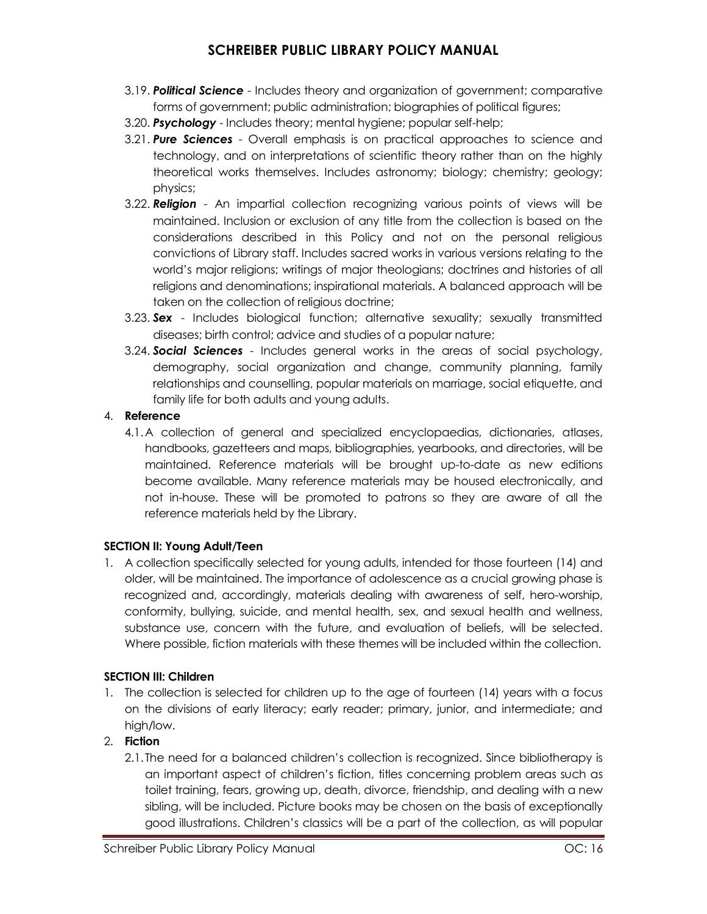- 3.19. ***Political Science*** - Includes theory and organization of government; comparative forms of government; public administration; biographies of political figures;
- 3.20. ***Psychology*** - Includes theory; mental hygiene; popular self-help;
- 3.21. ***Pure Sciences*** - Overall emphasis is on practical approaches to science and technology, and on interpretations of scientific theory rather than on the highly theoretical works themselves. Includes astronomy; biology; chemistry; geology; physics;
- 3.22. ***Religion*** - An impartial collection recognizing various points of views will be maintained. Inclusion or exclusion of any title from the collection is based on the considerations described in this Policy and not on the personal religious convictions of Library staff. Includes sacred works in various versions relating to the world's major religions; writings of major theologians; doctrines and histories of all religions and denominations; inspirational materials. A balanced approach will be taken on the collection of religious doctrine;
- 3.23. ***Sex*** - Includes biological function; alternative sexuality; sexually transmitted diseases; birth control; advice and studies of a popular nature;
- 3.24. ***Social Sciences*** - Includes general works in the areas of social psychology, demography, social organization and change, community planning, family relationships and counselling, popular materials on marriage, social etiquette, and family life for both adults and young adults.

4. **Reference**
   - 4.1. A collection of general and specialized encyclopaedias, dictionaries, atlases, handbooks, gazetteers and maps, bibliographies, yearbooks, and directories, will be maintained. Reference materials will be brought up-to-date as new editions become available. Many reference materials may be housed electronically, and not in-house. These will be promoted to patrons so they are aware of all the reference materials held by the Library.

**SECTION II: Young Adult/Teen**

1. A collection specifically selected for young adults, intended for those fourteen (14) and older, will be maintained. The importance of adolescence as a crucial growing phase is recognized and, accordingly, materials dealing with awareness of self, hero-worship, conformity, bullying, suicide, and mental health, sex, and sexual health and wellness, substance use, concern with the future, and evaluation of beliefs, will be selected. Where possible, fiction materials with these themes will be included within the collection.

**SECTION III: Children**

1. The collection is selected for children up to the age of fourteen (14) years with a focus on the divisions of early literacy; early reader; primary, junior, and intermediate; and high/low.
2. **Fiction**
   - 2.1. The need for a balanced children's collection is recognized. Since bibliotherapy is an important aspect of children's fiction, titles concerning problem areas such as toilet training, fears, growing up, death, divorce, friendship, and dealing with a new sibling, will be included. Picture books may be chosen on the basis of exceptionally good illustrations. Children's classics will be a part of the collection, as will popular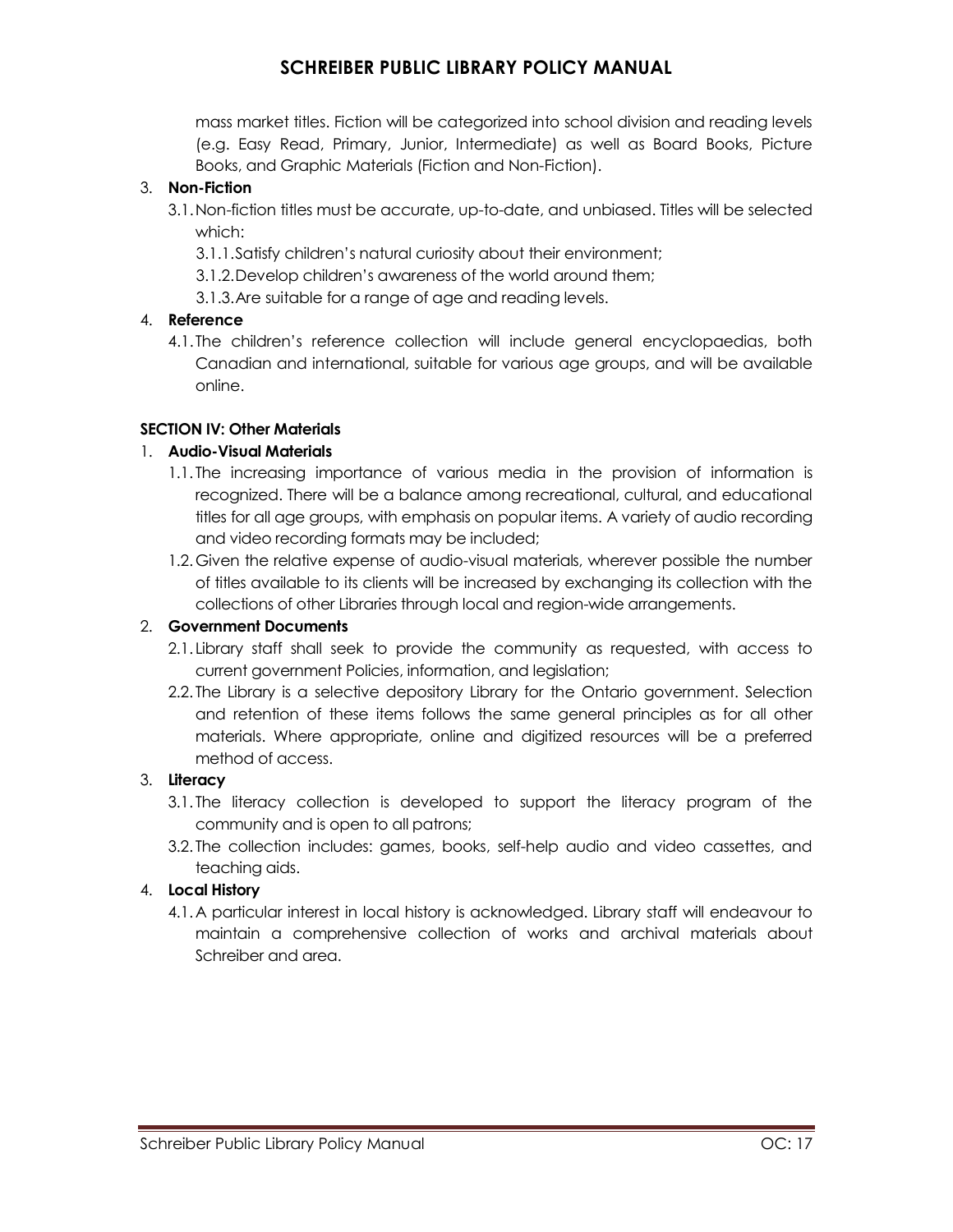mass market titles. Fiction will be categorized into school division and reading levels (e.g. Easy Read, Primary, Junior, Intermediate) as well as Board Books, Picture Books, and Graphic Materials (Fiction and Non-Fiction).

3. **Non-Fiction**
   - 3.1. Non-fiction titles must be accurate, up-to-date, and unbiased. Titles will be selected which:
     - 3.1.1. Satisfy children's natural curiosity about their environment;
     - 3.1.2. Develop children's awareness of the world around them;
     - 3.1.3. Are suitable for a range of age and reading levels.
4. **Reference**
   - 4.1. The children's reference collection will include general encyclopaedias, both Canadian and international, suitable for various age groups, and will be available online.

**SECTION IV: Other Materials**

1. **Audio-Visual Materials**
   - 1.1. The increasing importance of various media in the provision of information is recognized. There will be a balance among recreational, cultural, and educational titles for all age groups, with emphasis on popular items. A variety of audio recording and video recording formats may be included;
   - 1.2. Given the relative expense of audio-visual materials, wherever possible the number of titles available to its clients will be increased by exchanging its collection with the collections of other Libraries through local and region-wide arrangements.
2. **Government Documents**
   - 2.1. Library staff shall seek to provide the community as requested, with access to current government Policies, information, and legislation;
   - 2.2. The Library is a selective depository Library for the Ontario government. Selection and retention of these items follows the same general principles as for all other materials. Where appropriate, online and digitized resources will be a preferred method of access.
3. **Literacy**
   - 3.1. The literacy collection is developed to support the literacy program of the community and is open to all patrons;
   - 3.2. The collection includes: games, books, self-help audio and video cassettes, and teaching aids.
4. **Local History**
   - 4.1. A particular interest in local history is acknowledged. Library staff will endeavour to maintain a comprehensive collection of works and archival materials about Schreiber and area.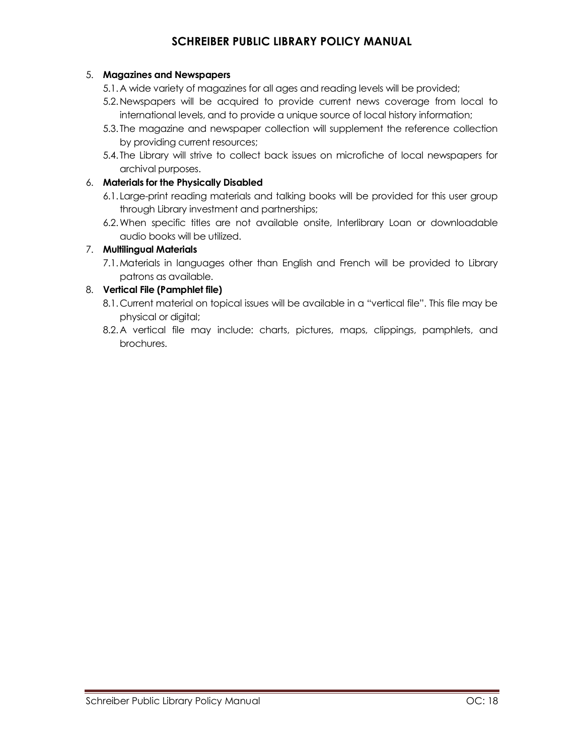5. **Magazines and Newspapers**
   - 5.1. A wide variety of magazines for all ages and reading levels will be provided;
   - 5.2. Newspapers will be acquired to provide current news coverage from local to international levels, and to provide a unique source of local history information;
   - 5.3. The magazine and newspaper collection will supplement the reference collection by providing current resources;
   - 5.4. The Library will strive to collect back issues on microfiche of local newspapers for archival purposes.
6. **Materials for the Physically Disabled**
   - 6.1. Large-print reading materials and talking books will be provided for this user group through Library investment and partnerships;
   - 6.2. When specific titles are not available onsite, Interlibrary Loan or downloadable audio books will be utilized.
7. **Multilingual Materials**
   - 7.1. Materials in languages other than English and French will be provided to Library patrons as available.
8. **Vertical File (Pamphlet file)**
   - 8.1. Current material on topical issues will be available in a "vertical file". This file may be physical or digital;
   - 8.2. A vertical file may include: charts, pictures, maps, clippings, pamphlets, and brochures.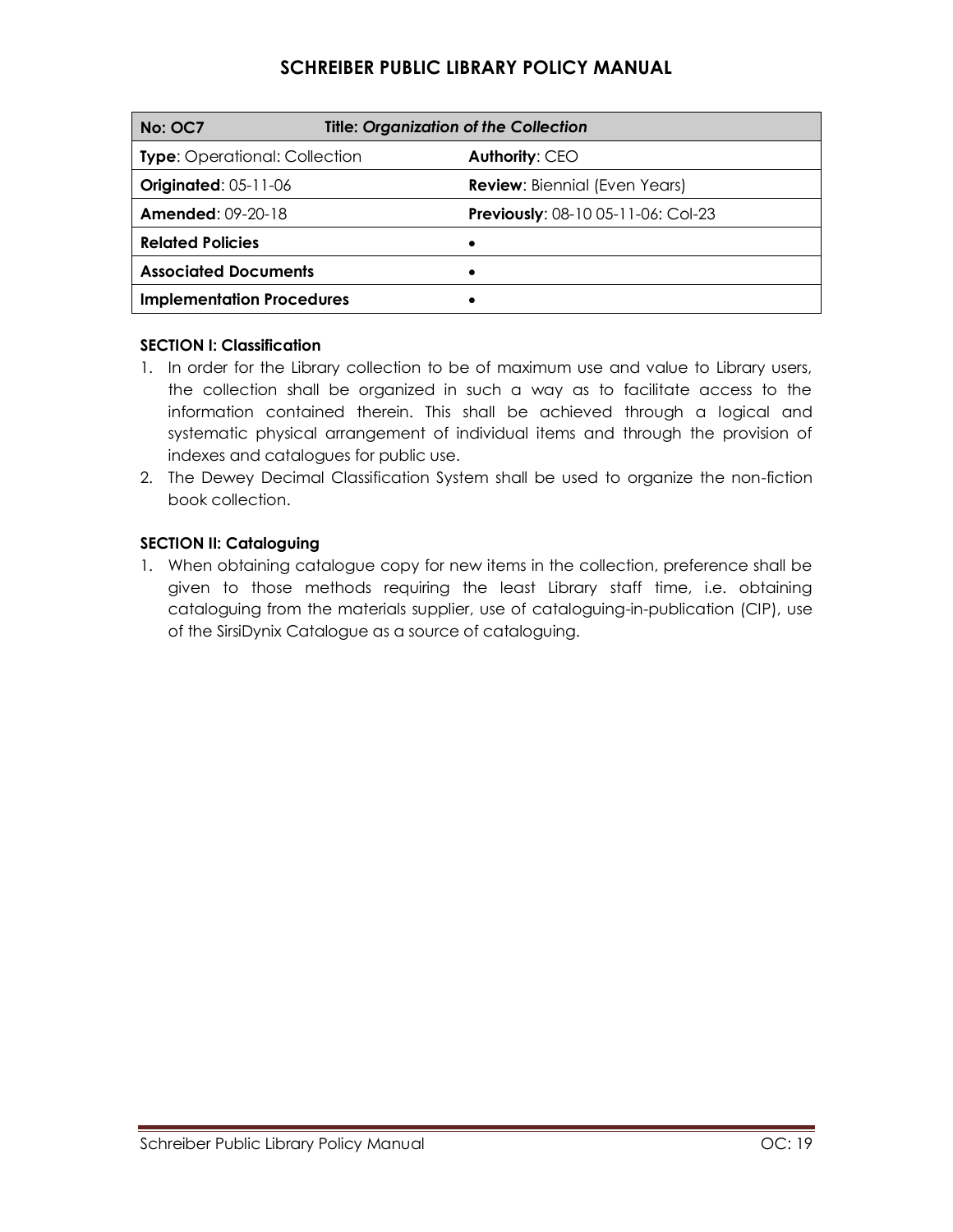| No: OC7 | Title: *Organization of the Collection* |
|---|---|
| **Type**: Operational: Collection | **Authority**: CEO |
| **Originated**: 05-11-06 | **Review**: Biennial (Even Years) |
| **Amended**: 09-20-18 | **Previously**: 08-10 05-11-06: Col-23 |
| **Related Policies** | • |
| **Associated Documents** | • |
| **Implementation Procedures** | • |

**SECTION I: Classification**

1. In order for the Library collection to be of maximum use and value to Library users, the collection shall be organized in such a way as to facilitate access to the information contained therein. This shall be achieved through a logical and systematic physical arrangement of individual items and through the provision of indexes and catalogues for public use.
2. The Dewey Decimal Classification System shall be used to organize the non-fiction book collection.

**SECTION II: Cataloguing**

1. When obtaining catalogue copy for new items in the collection, preference shall be given to those methods requiring the least Library staff time, i.e. obtaining cataloguing from the materials supplier, use of cataloguing-in-publication (CIP), use of the SirsiDynix Catalogue as a source of cataloguing.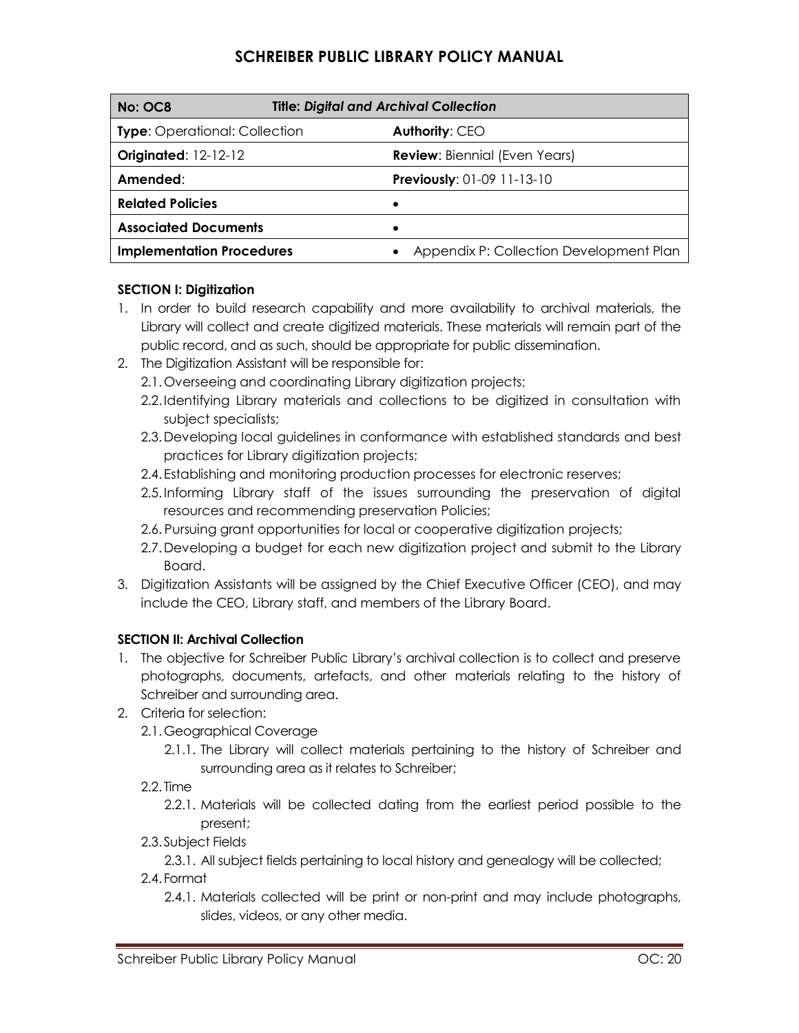# SCHREIBER PUBLIC LIBRARY POLICY MANUAL

| **No: OC8** | **Title:** ***Digital and Archival Collection*** |
|---|---|
| **Type**: Operational: Collection | **Authority**: CEO |
| **Originated**: 12-12-12 | **Review**: Biennial (Even Years) |
| **Amended**: | **Previously**: 01-09 11-13-10 |
| **Related Policies** | • |
| **Associated Documents** | • |
| **Implementation Procedures** | • Appendix P: Collection Development Plan |

**SECTION I: Digitization**

1. In order to build research capability and more availability to archival materials, the Library will collect and create digitized materials. These materials will remain part of the public record, and as such, should be appropriate for public dissemination.
2. The Digitization Assistant will be responsible for:
   - 2.1. Overseeing and coordinating Library digitization projects;
   - 2.2. Identifying Library materials and collections to be digitized in consultation with subject specialists;
   - 2.3. Developing local guidelines in conformance with established standards and best practices for Library digitization projects;
   - 2.4. Establishing and monitoring production processes for electronic reserves;
   - 2.5. Informing Library staff of the issues surrounding the preservation of digital resources and recommending preservation Policies;
   - 2.6. Pursuing grant opportunities for local or cooperative digitization projects;
   - 2.7. Developing a budget for each new digitization project and submit to the Library Board.
3. Digitization Assistants will be assigned by the Chief Executive Officer (CEO), and may include the CEO, Library staff, and members of the Library Board.

**SECTION II: Archival Collection**

1. The objective for Schreiber Public Library's archival collection is to collect and preserve photographs, documents, artefacts, and other materials relating to the history of Schreiber and surrounding area.
2. Criteria for selection:
   - 2.1. Geographical Coverage
     - 2.1.1. The Library will collect materials pertaining to the history of Schreiber and surrounding area as it relates to Schreiber;
   - 2.2. Time
     - 2.2.1. Materials will be collected dating from the earliest period possible to the present;
   - 2.3. Subject Fields
     - 2.3.1. All subject fields pertaining to local history and genealogy will be collected;
   - 2.4. Format
     - 2.4.1. Materials collected will be print or non-print and may include photographs, slides, videos, or any other media.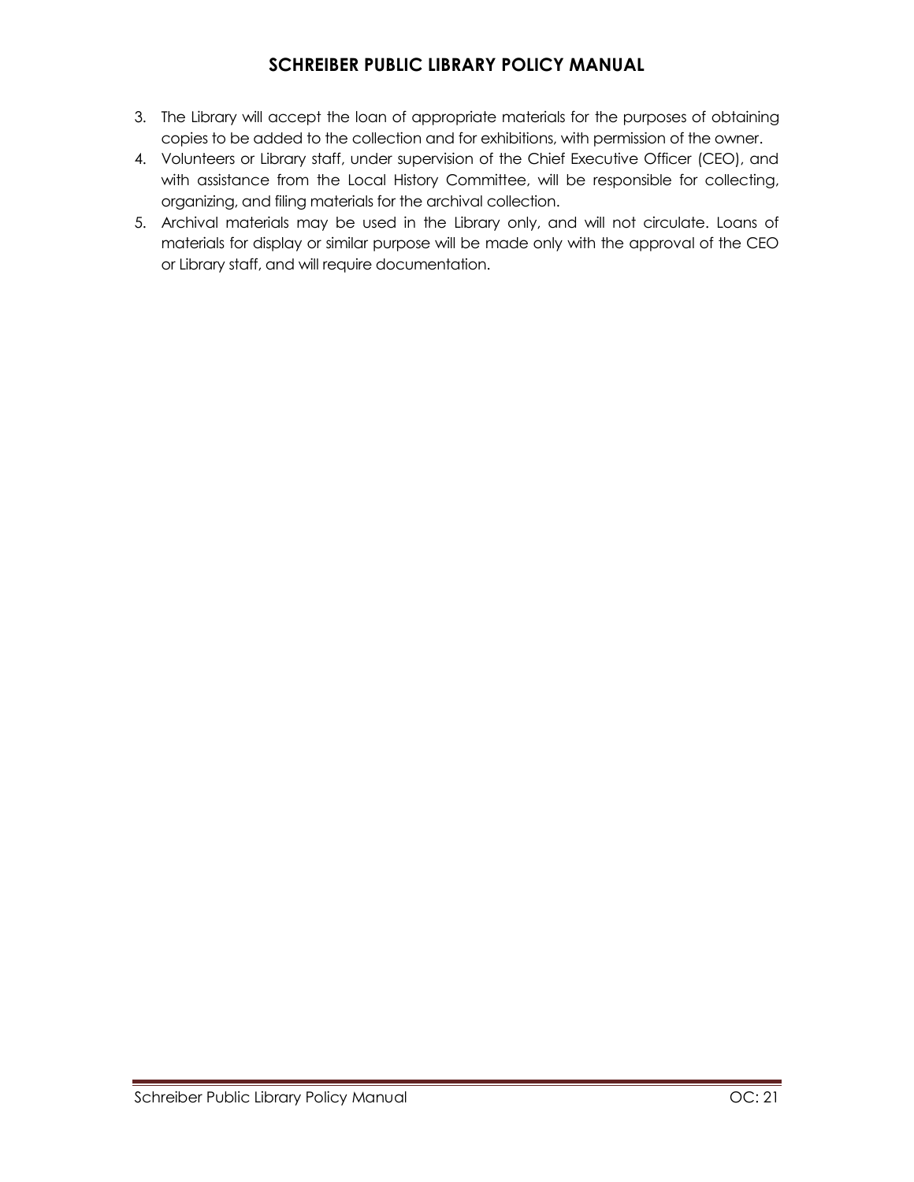3. The Library will accept the loan of appropriate materials for the purposes of obtaining copies to be added to the collection and for exhibitions, with permission of the owner.
4. Volunteers or Library staff, under supervision of the Chief Executive Officer (CEO), and with assistance from the Local History Committee, will be responsible for collecting, organizing, and filing materials for the archival collection.
5. Archival materials may be used in the Library only, and will not circulate. Loans of materials for display or similar purpose will be made only with the approval of the CEO or Library staff, and will require documentation.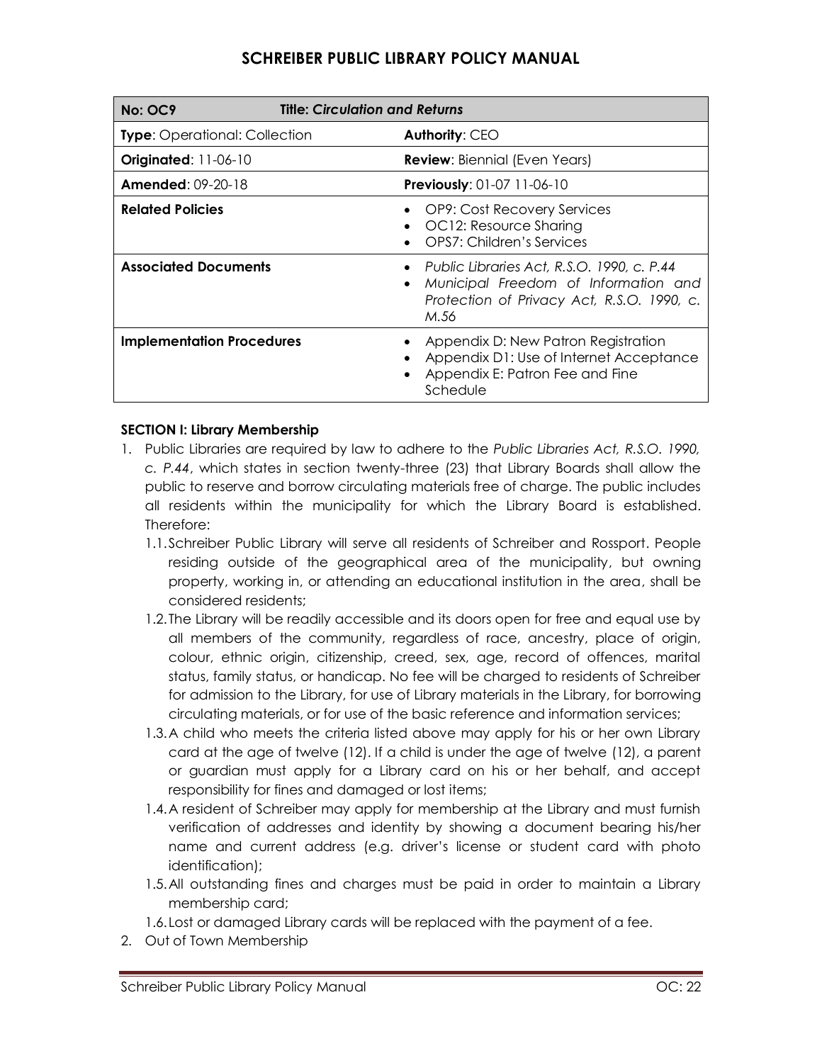| No: OC9 | Title: *Circulation and Returns* |
| --- | --- |
| **Type**: Operational: Collection | **Authority**: CEO |
| **Originated**: 11-06-10 | **Review**: Biennial (Even Years) |
| **Amended**: 09-20-18 | **Previously**: 01-07 11-06-10 |
| **Related Policies** | • OP9: Cost Recovery Services<br>• OC12: Resource Sharing<br>• OPS7: Children's Services |
| **Associated Documents** | • *Public Libraries Act, R.S.O. 1990, c. P.44*<br>• *Municipal Freedom of Information and Protection of Privacy Act, R.S.O. 1990, c. M.56* |
| **Implementation Procedures** | • Appendix D: New Patron Registration<br>• Appendix D1: Use of Internet Acceptance<br>• Appendix E: Patron Fee and Fine Schedule |

**SECTION I: Library Membership**

1. Public Libraries are required by law to adhere to the *Public Libraries Act, R.S.O. 1990, c. P.44*, which states in section twenty-three (23) that Library Boards shall allow the public to reserve and borrow circulating materials free of charge. The public includes all residents within the municipality for which the Library Board is established. Therefore:
   1.1. Schreiber Public Library will serve all residents of Schreiber and Rossport. People residing outside of the geographical area of the municipality, but owning property, working in, or attending an educational institution in the area, shall be considered residents;
   1.2. The Library will be readily accessible and its doors open for free and equal use by all members of the community, regardless of race, ancestry, place of origin, colour, ethnic origin, citizenship, creed, sex, age, record of offences, marital status, family status, or handicap. No fee will be charged to residents of Schreiber for admission to the Library, for use of Library materials in the Library, for borrowing circulating materials, or for use of the basic reference and information services;
   1.3. A child who meets the criteria listed above may apply for his or her own Library card at the age of twelve (12). If a child is under the age of twelve (12), a parent or guardian must apply for a Library card on his or her behalf, and accept responsibility for fines and damaged or lost items;
   1.4. A resident of Schreiber may apply for membership at the Library and must furnish verification of addresses and identity by showing a document bearing his/her name and current address (e.g. driver's license or student card with photo identification);
   1.5. All outstanding fines and charges must be paid in order to maintain a Library membership card;
   1.6. Lost or damaged Library cards will be replaced with the payment of a fee.
2. Out of Town Membership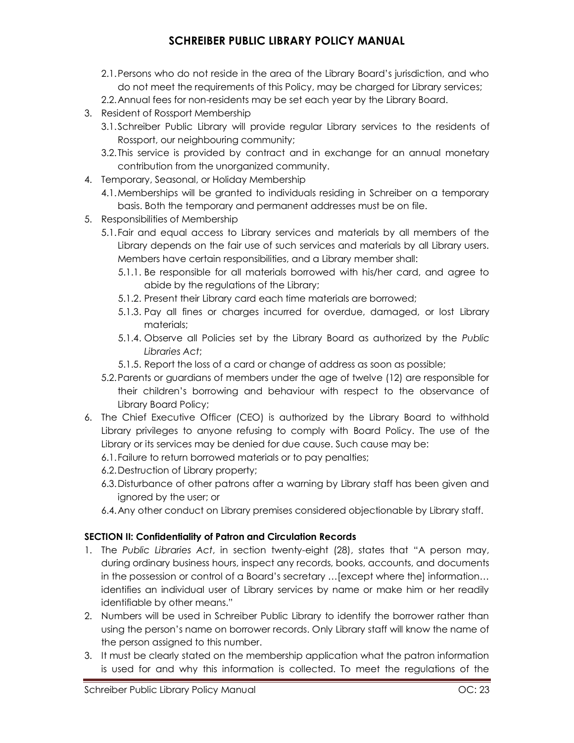2.1. Persons who do not reside in the area of the Library Board's jurisdiction, and who do not meet the requirements of this Policy, may be charged for Library services;

2.2. Annual fees for non-residents may be set each year by the Library Board.

3. Resident of Rossport Membership
   3.1. Schreiber Public Library will provide regular Library services to the residents of Rossport, our neighbouring community;
   3.2. This service is provided by contract and in exchange for an annual monetary contribution from the unorganized community.
4. Temporary, Seasonal, or Holiday Membership
   4.1. Memberships will be granted to individuals residing in Schreiber on a temporary basis. Both the temporary and permanent addresses must be on file.
5. Responsibilities of Membership
   5.1. Fair and equal access to Library services and materials by all members of the Library depends on the fair use of such services and materials by all Library users. Members have certain responsibilities, and a Library member shall:
      5.1.1. Be responsible for all materials borrowed with his/her card, and agree to abide by the regulations of the Library;
      5.1.2. Present their Library card each time materials are borrowed;
      5.1.3. Pay all fines or charges incurred for overdue, damaged, or lost Library materials;
      5.1.4. Observe all Policies set by the Library Board as authorized by the *Public Libraries Act*;
      5.1.5. Report the loss of a card or change of address as soon as possible;
   5.2. Parents or guardians of members under the age of twelve (12) are responsible for their children's borrowing and behaviour with respect to the observance of Library Board Policy;
6. The Chief Executive Officer (CEO) is authorized by the Library Board to withhold Library privileges to anyone refusing to comply with Board Policy. The use of the Library or its services may be denied for due cause. Such cause may be:
   6.1. Failure to return borrowed materials or to pay penalties;
   6.2. Destruction of Library property;
   6.3. Disturbance of other patrons after a warning by Library staff has been given and ignored by the user; or
   6.4. Any other conduct on Library premises considered objectionable by Library staff.

**SECTION II: Confidentiality of Patron and Circulation Records**

1. The *Public Libraries Act*, in section twenty-eight (28), states that "A person may, during ordinary business hours, inspect any records, books, accounts, and documents in the possession or control of a Board's secretary …[except where the] information… identifies an individual user of Library services by name or make him or her readily identifiable by other means."
2. Numbers will be used in Schreiber Public Library to identify the borrower rather than using the person's name on borrower records. Only Library staff will know the name of the person assigned to this number.
3. It must be clearly stated on the membership application what the patron information is used for and why this information is collected. To meet the regulations of the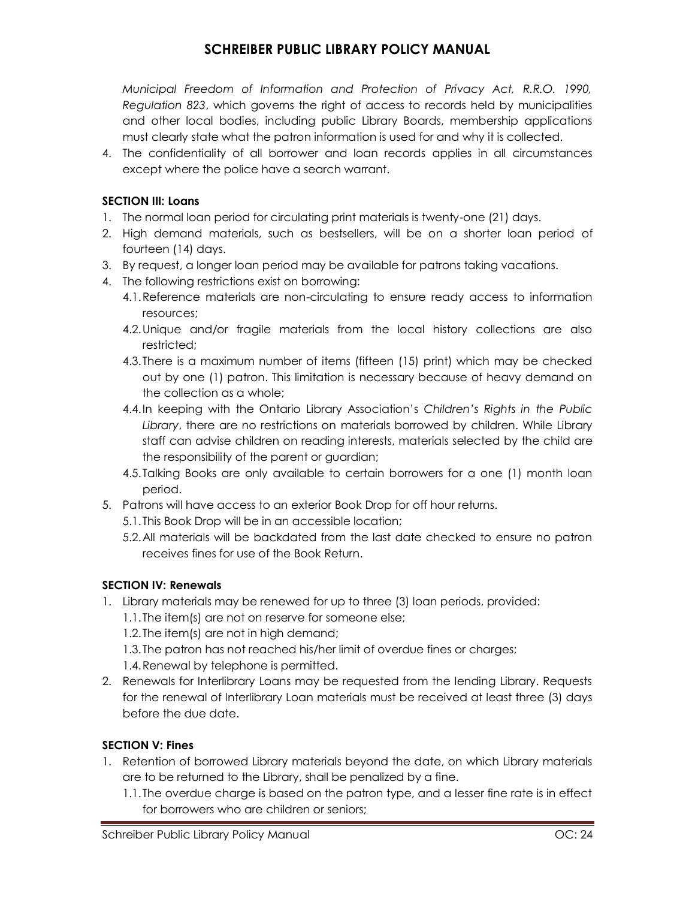*Municipal Freedom of Information and Protection of Privacy Act, R.R.O. 1990, Regulation 823*, which governs the right of access to records held by municipalities and other local bodies, including public Library Boards, membership applications must clearly state what the patron information is used for and why it is collected.

4. The confidentiality of all borrower and loan records applies in all circumstances except where the police have a search warrant.

**SECTION III: Loans**

1. The normal loan period for circulating print materials is twenty-one (21) days.
2. High demand materials, such as bestsellers, will be on a shorter loan period of fourteen (14) days.
3. By request, a longer loan period may be available for patrons taking vacations.
4. The following restrictions exist on borrowing:
   4.1. Reference materials are non-circulating to ensure ready access to information resources;
   4.2. Unique and/or fragile materials from the local history collections are also restricted;
   4.3. There is a maximum number of items (fifteen (15) print) which may be checked out by one (1) patron. This limitation is necessary because of heavy demand on the collection as a whole;
   4.4. In keeping with the Ontario Library Association's *Children's Rights in the Public Library*, there are no restrictions on materials borrowed by children. While Library staff can advise children on reading interests, materials selected by the child are the responsibility of the parent or guardian;
   4.5. Talking Books are only available to certain borrowers for a one (1) month loan period.
5. Patrons will have access to an exterior Book Drop for off hour returns.
   5.1. This Book Drop will be in an accessible location;
   5.2. All materials will be backdated from the last date checked to ensure no patron receives fines for use of the Book Return.

**SECTION IV: Renewals**

1. Library materials may be renewed for up to three (3) loan periods, provided:
   1.1. The item(s) are not on reserve for someone else;
   1.2. The item(s) are not in high demand;
   1.3. The patron has not reached his/her limit of overdue fines or charges;
   1.4. Renewal by telephone is permitted.
2. Renewals for Interlibrary Loans may be requested from the lending Library. Requests for the renewal of Interlibrary Loan materials must be received at least three (3) days before the due date.

**SECTION V: Fines**

1. Retention of borrowed Library materials beyond the date, on which Library materials are to be returned to the Library, shall be penalized by a fine.
   1.1. The overdue charge is based on the patron type, and a lesser fine rate is in effect for borrowers who are children or seniors;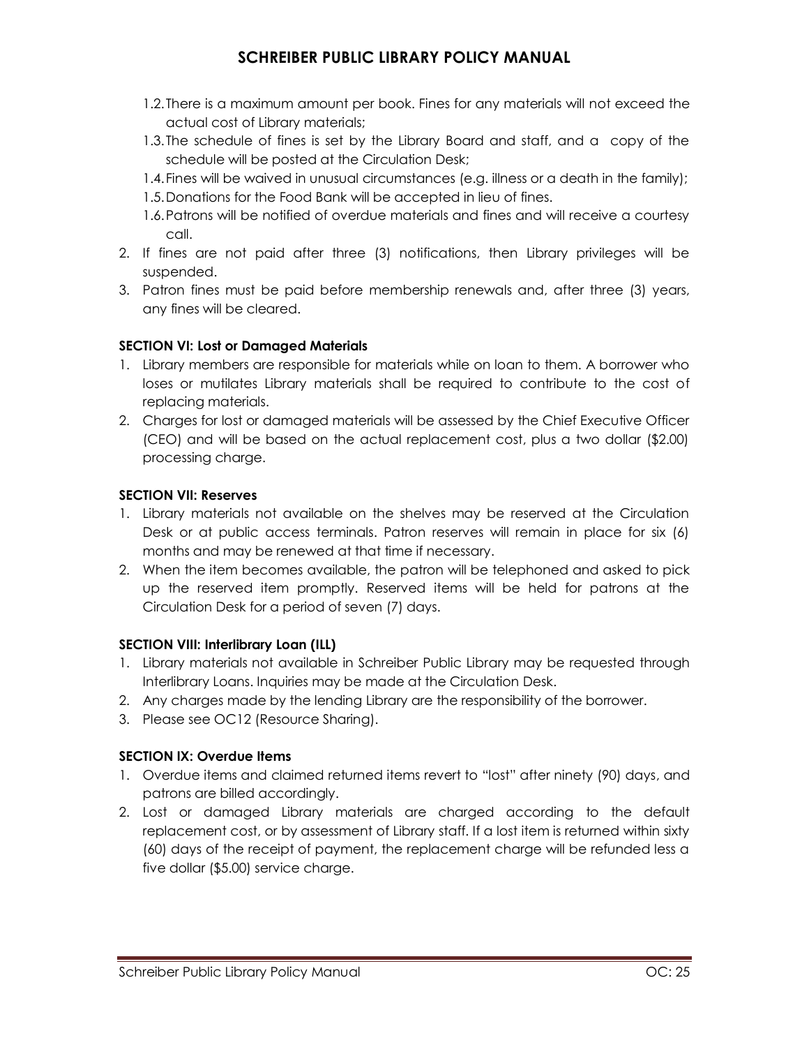1.2. There is a maximum amount per book. Fines for any materials will not exceed the actual cost of Library materials;

1.3. The schedule of fines is set by the Library Board and staff, and a copy of the schedule will be posted at the Circulation Desk;

1.4. Fines will be waived in unusual circumstances (e.g. illness or a death in the family);

1.5. Donations for the Food Bank will be accepted in lieu of fines.

1.6. Patrons will be notified of overdue materials and fines and will receive a courtesy call.

2. If fines are not paid after three (3) notifications, then Library privileges will be suspended.
3. Patron fines must be paid before membership renewals and, after three (3) years, any fines will be cleared.

**SECTION VI: Lost or Damaged Materials**

1. Library members are responsible for materials while on loan to them. A borrower who loses or mutilates Library materials shall be required to contribute to the cost of replacing materials.
2. Charges for lost or damaged materials will be assessed by the Chief Executive Officer (CEO) and will be based on the actual replacement cost, plus a two dollar ($2.00) processing charge.

**SECTION VII: Reserves**

1. Library materials not available on the shelves may be reserved at the Circulation Desk or at public access terminals. Patron reserves will remain in place for six (6) months and may be renewed at that time if necessary.
2. When the item becomes available, the patron will be telephoned and asked to pick up the reserved item promptly. Reserved items will be held for patrons at the Circulation Desk for a period of seven (7) days.

**SECTION VIII: Interlibrary Loan (ILL)**

1. Library materials not available in Schreiber Public Library may be requested through Interlibrary Loans. Inquiries may be made at the Circulation Desk.
2. Any charges made by the lending Library are the responsibility of the borrower.
3. Please see OC12 (Resource Sharing).

**SECTION IX: Overdue Items**

1. Overdue items and claimed returned items revert to "lost" after ninety (90) days, and patrons are billed accordingly.
2. Lost or damaged Library materials are charged according to the default replacement cost, or by assessment of Library staff. If a lost item is returned within sixty (60) days of the receipt of payment, the replacement charge will be refunded less a five dollar ($5.00) service charge.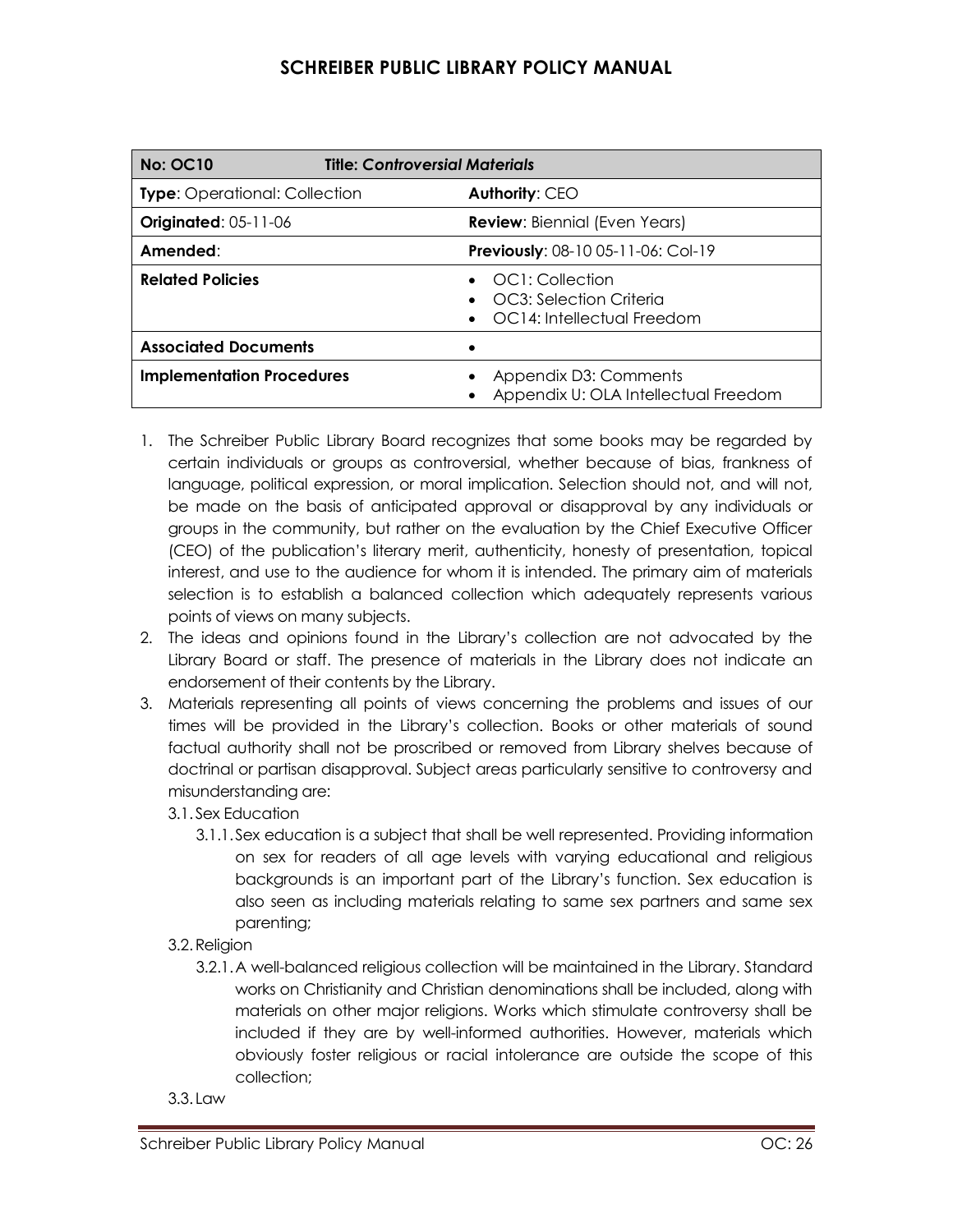| **No: OC10** | **Title: *Controversial Materials*** |
|---|---|
| **Type**: Operational: Collection | **Authority**: CEO |
| **Originated**: 05-11-06 | **Review**: Biennial (Even Years) |
| **Amended**: | **Previously**: 08-10 05-11-06: Col-19 |
| **Related Policies** | • OC1: Collection<br>• OC3: Selection Criteria<br>• OC14: Intellectual Freedom |
| **Associated Documents** | • |
| **Implementation Procedures** | • Appendix D3: Comments<br>• Appendix U: OLA Intellectual Freedom |

1. The Schreiber Public Library Board recognizes that some books may be regarded by certain individuals or groups as controversial, whether because of bias, frankness of language, political expression, or moral implication. Selection should not, and will not, be made on the basis of anticipated approval or disapproval by any individuals or groups in the community, but rather on the evaluation by the Chief Executive Officer (CEO) of the publication's literary merit, authenticity, honesty of presentation, topical interest, and use to the audience for whom it is intended. The primary aim of materials selection is to establish a balanced collection which adequately represents various points of views on many subjects.
2. The ideas and opinions found in the Library's collection are not advocated by the Library Board or staff. The presence of materials in the Library does not indicate an endorsement of their contents by the Library.
3. Materials representing all points of views concerning the problems and issues of our times will be provided in the Library's collection. Books or other materials of sound factual authority shall not be proscribed or removed from Library shelves because of doctrinal or partisan disapproval. Subject areas particularly sensitive to controversy and misunderstanding are:
   - 3.1. Sex Education
     - 3.1.1. Sex education is a subject that shall be well represented. Providing information on sex for readers of all age levels with varying educational and religious backgrounds is an important part of the Library's function. Sex education is also seen as including materials relating to same sex partners and same sex parenting;
   - 3.2. Religion
     - 3.2.1. A well-balanced religious collection will be maintained in the Library. Standard works on Christianity and Christian denominations shall be included, along with materials on other major religions. Works which stimulate controversy shall be included if they are by well-informed authorities. However, materials which obviously foster religious or racial intolerance are outside the scope of this collection;
   - 3.3. Law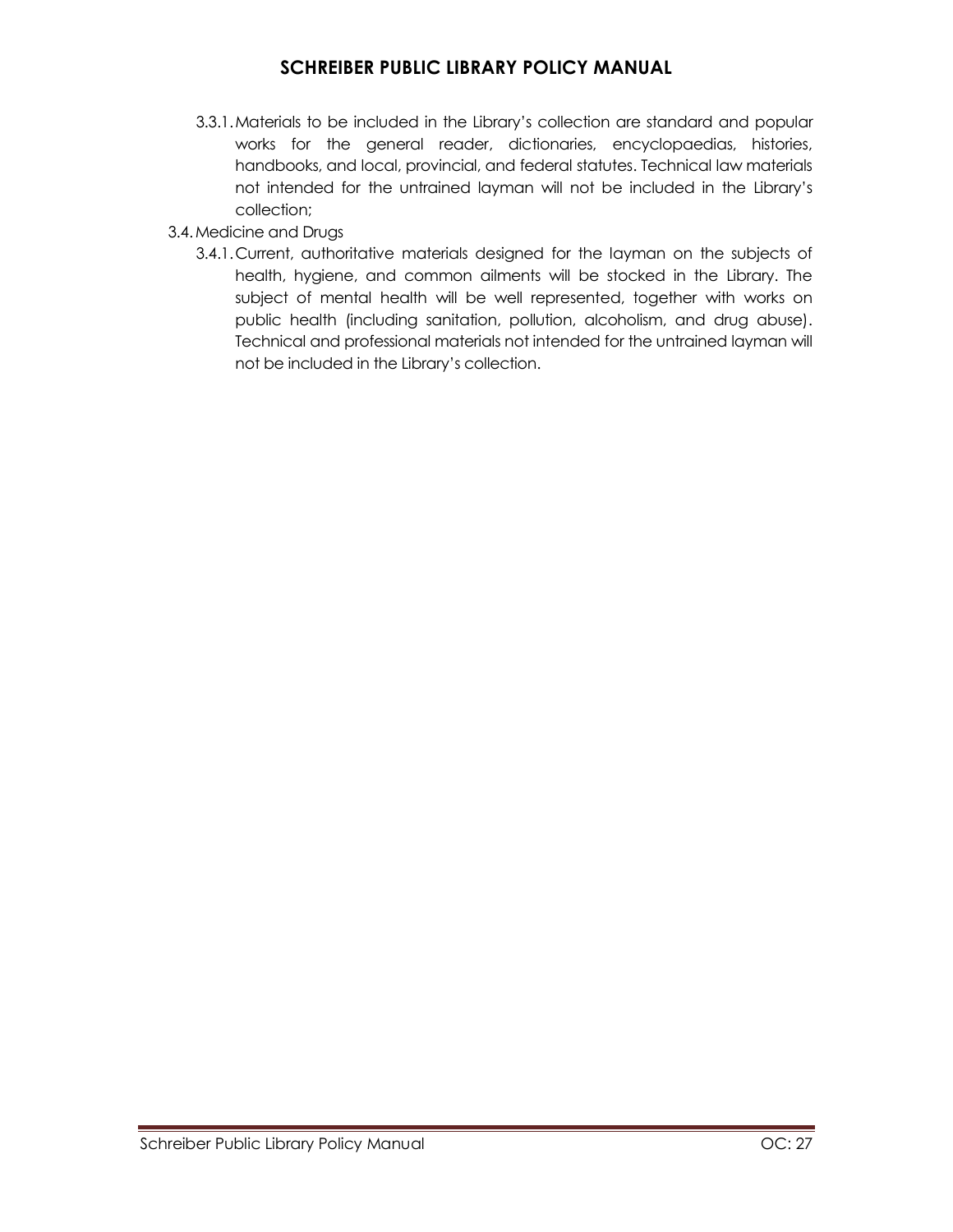3.3.1. Materials to be included in the Library's collection are standard and popular works for the general reader, dictionaries, encyclopaedias, histories, handbooks, and local, provincial, and federal statutes. Technical law materials not intended for the untrained layman will not be included in the Library's collection;

3.4. Medicine and Drugs

3.4.1. Current, authoritative materials designed for the layman on the subjects of health, hygiene, and common ailments will be stocked in the Library. The subject of mental health will be well represented, together with works on public health (including sanitation, pollution, alcoholism, and drug abuse). Technical and professional materials not intended for the untrained layman will not be included in the Library's collection.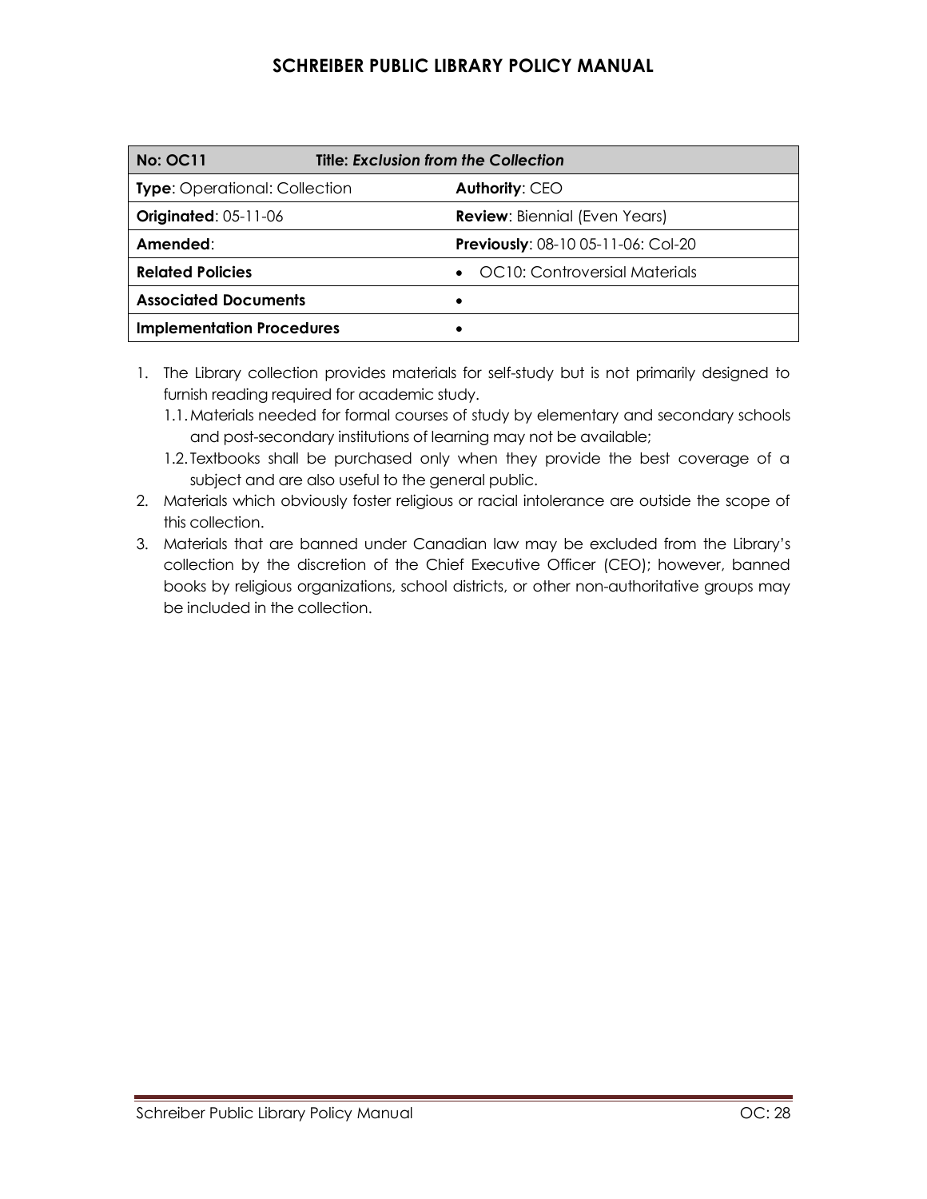| No: OC11 | Title: *Exclusion from the Collection* |
| --- | --- |
| **Type**: Operational: Collection | **Authority**: CEO |
| **Originated**: 05-11-06 | **Review**: Biennial (Even Years) |
| **Amended**: | **Previously**: 08-10 05-11-06: Col-20 |
| **Related Policies** | • OC10: Controversial Materials |
| **Associated Documents** | • |
| **Implementation Procedures** | • |

1. The Library collection provides materials for self-study but is not primarily designed to furnish reading required for academic study.
   1.1. Materials needed for formal courses of study by elementary and secondary schools and post-secondary institutions of learning may not be available;
   1.2. Textbooks shall be purchased only when they provide the best coverage of a subject and are also useful to the general public.
2. Materials which obviously foster religious or racial intolerance are outside the scope of this collection.
3. Materials that are banned under Canadian law may be excluded from the Library's collection by the discretion of the Chief Executive Officer (CEO); however, banned books by religious organizations, school districts, or other non-authoritative groups may be included in the collection.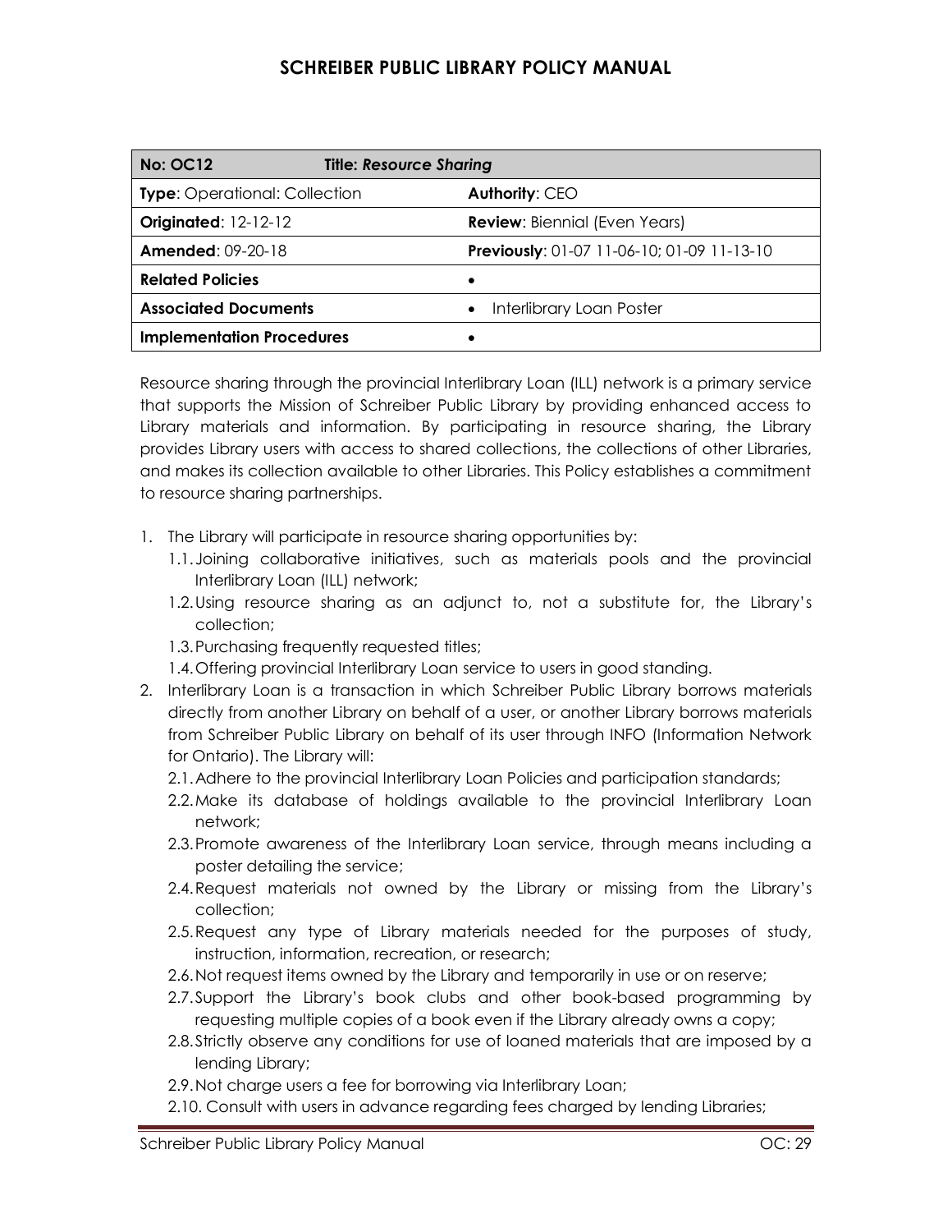# SCHREIBER PUBLIC LIBRARY POLICY MANUAL

| **No: OC12** **Title:** ***Resource Sharing*** | |
|---|---|
| **Type**: Operational: Collection | **Authority**: CEO |
| **Originated**: 12-12-12 | **Review**: Biennial (Even Years) |
| **Amended**: 09-20-18 | **Previously**: 01-07 11-06-10; 01-09 11-13-10 |
| **Related Policies** | • |
| **Associated Documents** | • Interlibrary Loan Poster |
| **Implementation Procedures** | • |

Resource sharing through the provincial Interlibrary Loan (ILL) network is a primary service that supports the Mission of Schreiber Public Library by providing enhanced access to Library materials and information. By participating in resource sharing, the Library provides Library users with access to shared collections, the collections of other Libraries, and makes its collection available to other Libraries. This Policy establishes a commitment to resource sharing partnerships.

1. The Library will participate in resource sharing opportunities by:
   1.1. Joining collaborative initiatives, such as materials pools and the provincial Interlibrary Loan (ILL) network;
   1.2. Using resource sharing as an adjunct to, not a substitute for, the Library's collection;
   1.3. Purchasing frequently requested titles;
   1.4. Offering provincial Interlibrary Loan service to users in good standing.
2. Interlibrary Loan is a transaction in which Schreiber Public Library borrows materials directly from another Library on behalf of a user, or another Library borrows materials from Schreiber Public Library on behalf of its user through INFO (Information Network for Ontario). The Library will:
   2.1. Adhere to the provincial Interlibrary Loan Policies and participation standards;
   2.2. Make its database of holdings available to the provincial Interlibrary Loan network;
   2.3. Promote awareness of the Interlibrary Loan service, through means including a poster detailing the service;
   2.4. Request materials not owned by the Library or missing from the Library's collection;
   2.5. Request any type of Library materials needed for the purposes of study, instruction, information, recreation, or research;
   2.6. Not request items owned by the Library and temporarily in use or on reserve;
   2.7. Support the Library's book clubs and other book-based programming by requesting multiple copies of a book even if the Library already owns a copy;
   2.8. Strictly observe any conditions for use of loaned materials that are imposed by a lending Library;
   2.9. Not charge users a fee for borrowing via Interlibrary Loan;
   2.10. Consult with users in advance regarding fees charged by lending Libraries;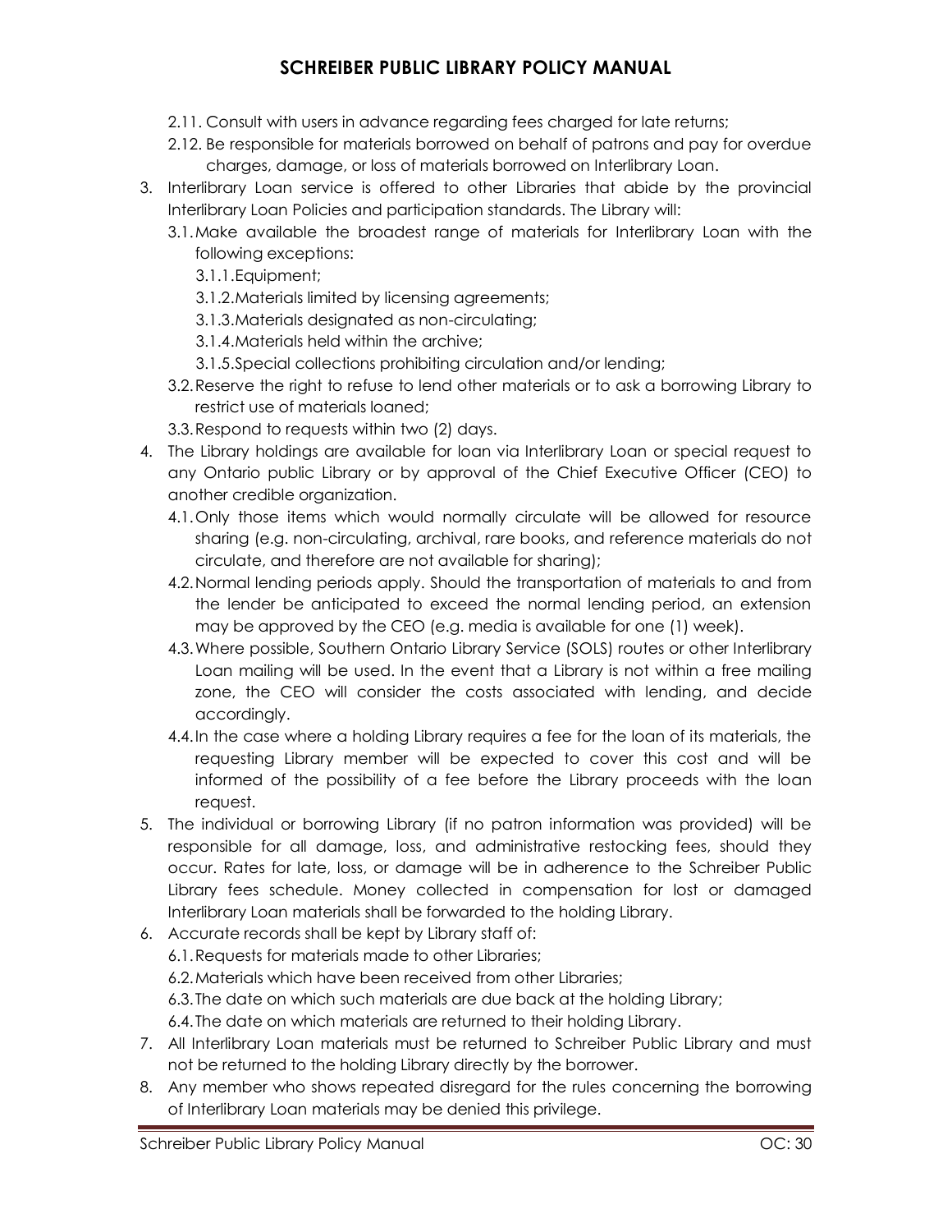2.11. Consult with users in advance regarding fees charged for late returns;

2.12. Be responsible for materials borrowed on behalf of patrons and pay for overdue charges, damage, or loss of materials borrowed on Interlibrary Loan.

3. Interlibrary Loan service is offered to other Libraries that abide by the provincial Interlibrary Loan Policies and participation standards. The Library will:
   - 3.1. Make available the broadest range of materials for Interlibrary Loan with the following exceptions:
     - 3.1.1. Equipment;
     - 3.1.2. Materials limited by licensing agreements;
     - 3.1.3. Materials designated as non-circulating;
     - 3.1.4. Materials held within the archive;
     - 3.1.5. Special collections prohibiting circulation and/or lending;
   - 3.2. Reserve the right to refuse to lend other materials or to ask a borrowing Library to restrict use of materials loaned;
   - 3.3. Respond to requests within two (2) days.
4. The Library holdings are available for loan via Interlibrary Loan or special request to any Ontario public Library or by approval of the Chief Executive Officer (CEO) to another credible organization.
   - 4.1. Only those items which would normally circulate will be allowed for resource sharing (e.g. non-circulating, archival, rare books, and reference materials do not circulate, and therefore are not available for sharing);
   - 4.2. Normal lending periods apply. Should the transportation of materials to and from the lender be anticipated to exceed the normal lending period, an extension may be approved by the CEO (e.g. media is available for one (1) week).
   - 4.3. Where possible, Southern Ontario Library Service (SOLS) routes or other Interlibrary Loan mailing will be used. In the event that a Library is not within a free mailing zone, the CEO will consider the costs associated with lending, and decide accordingly.
   - 4.4. In the case where a holding Library requires a fee for the loan of its materials, the requesting Library member will be expected to cover this cost and will be informed of the possibility of a fee before the Library proceeds with the loan request.
5. The individual or borrowing Library (if no patron information was provided) will be responsible for all damage, loss, and administrative restocking fees, should they occur. Rates for late, loss, or damage will be in adherence to the Schreiber Public Library fees schedule. Money collected in compensation for lost or damaged Interlibrary Loan materials shall be forwarded to the holding Library.
6. Accurate records shall be kept by Library staff of:
   - 6.1. Requests for materials made to other Libraries;
   - 6.2. Materials which have been received from other Libraries;
   - 6.3. The date on which such materials are due back at the holding Library;
   - 6.4. The date on which materials are returned to their holding Library.
7. All Interlibrary Loan materials must be returned to Schreiber Public Library and must not be returned to the holding Library directly by the borrower.
8. Any member who shows repeated disregard for the rules concerning the borrowing of Interlibrary Loan materials may be denied this privilege.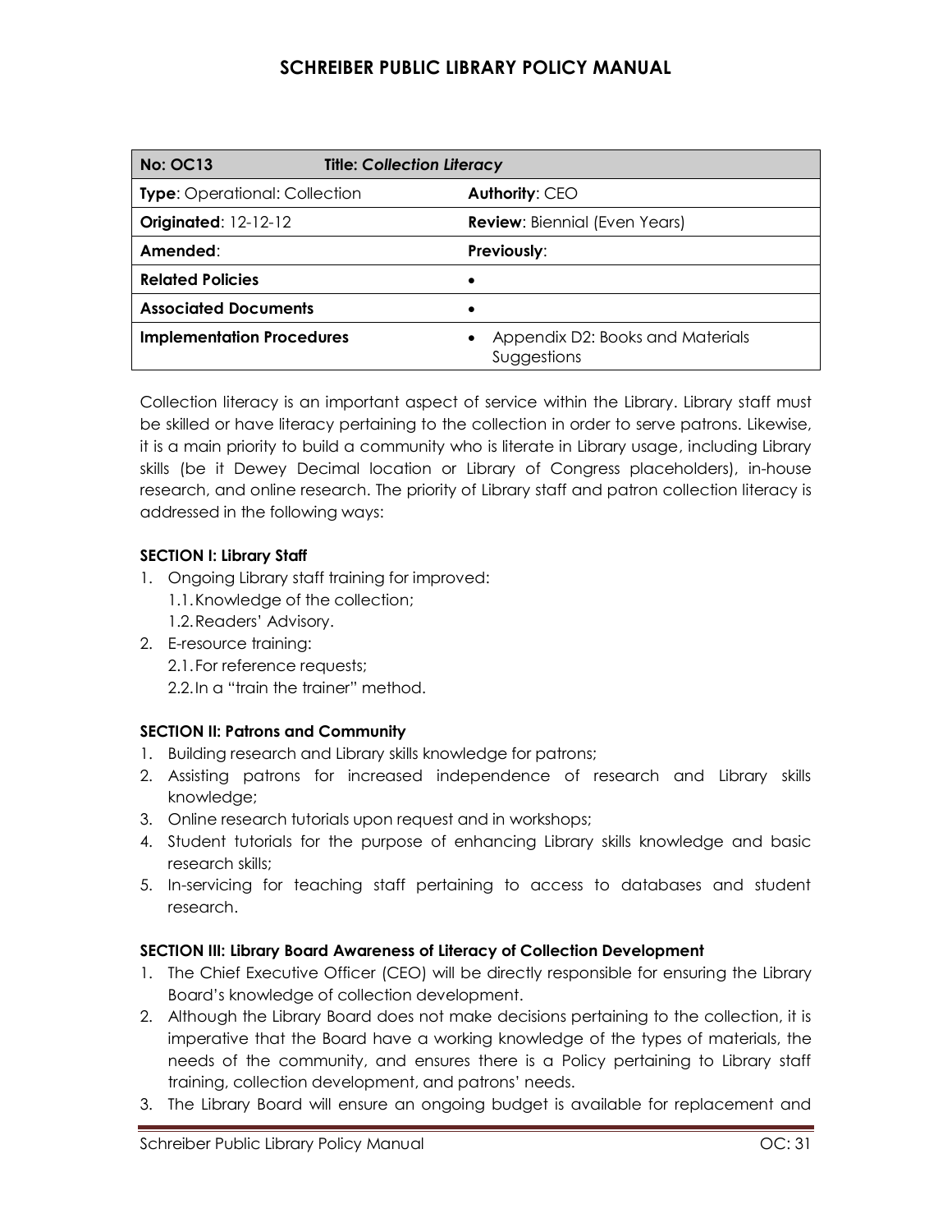| No: OC13 | Title: *Collection Literacy* |
| --- | --- |
| **Type**: Operational: Collection | **Authority**: CEO |
| **Originated**: 12-12-12 | **Review**: Biennial (Even Years) |
| **Amended**: | **Previously**: |
| **Related Policies** | • |
| **Associated Documents** | • |
| **Implementation Procedures** | • Appendix D2: Books and Materials Suggestions |

Collection literacy is an important aspect of service within the Library. Library staff must be skilled or have literacy pertaining to the collection in order to serve patrons. Likewise, it is a main priority to build a community who is literate in Library usage, including Library skills (be it Dewey Decimal location or Library of Congress placeholders), in-house research, and online research. The priority of Library staff and patron collection literacy is addressed in the following ways:

**SECTION I: Library Staff**

1. Ongoing Library staff training for improved:
   1.1. Knowledge of the collection;
   1.2. Readers' Advisory.
2. E-resource training:
   2.1. For reference requests;
   2.2. In a "train the trainer" method.

**SECTION II: Patrons and Community**

1. Building research and Library skills knowledge for patrons;
2. Assisting patrons for increased independence of research and Library skills knowledge;
3. Online research tutorials upon request and in workshops;
4. Student tutorials for the purpose of enhancing Library skills knowledge and basic research skills;
5. In-servicing for teaching staff pertaining to access to databases and student research.

**SECTION III: Library Board Awareness of Literacy of Collection Development**

1. The Chief Executive Officer (CEO) will be directly responsible for ensuring the Library Board's knowledge of collection development.
2. Although the Library Board does not make decisions pertaining to the collection, it is imperative that the Board have a working knowledge of the types of materials, the needs of the community, and ensures there is a Policy pertaining to Library staff training, collection development, and patrons' needs.
3. The Library Board will ensure an ongoing budget is available for replacement and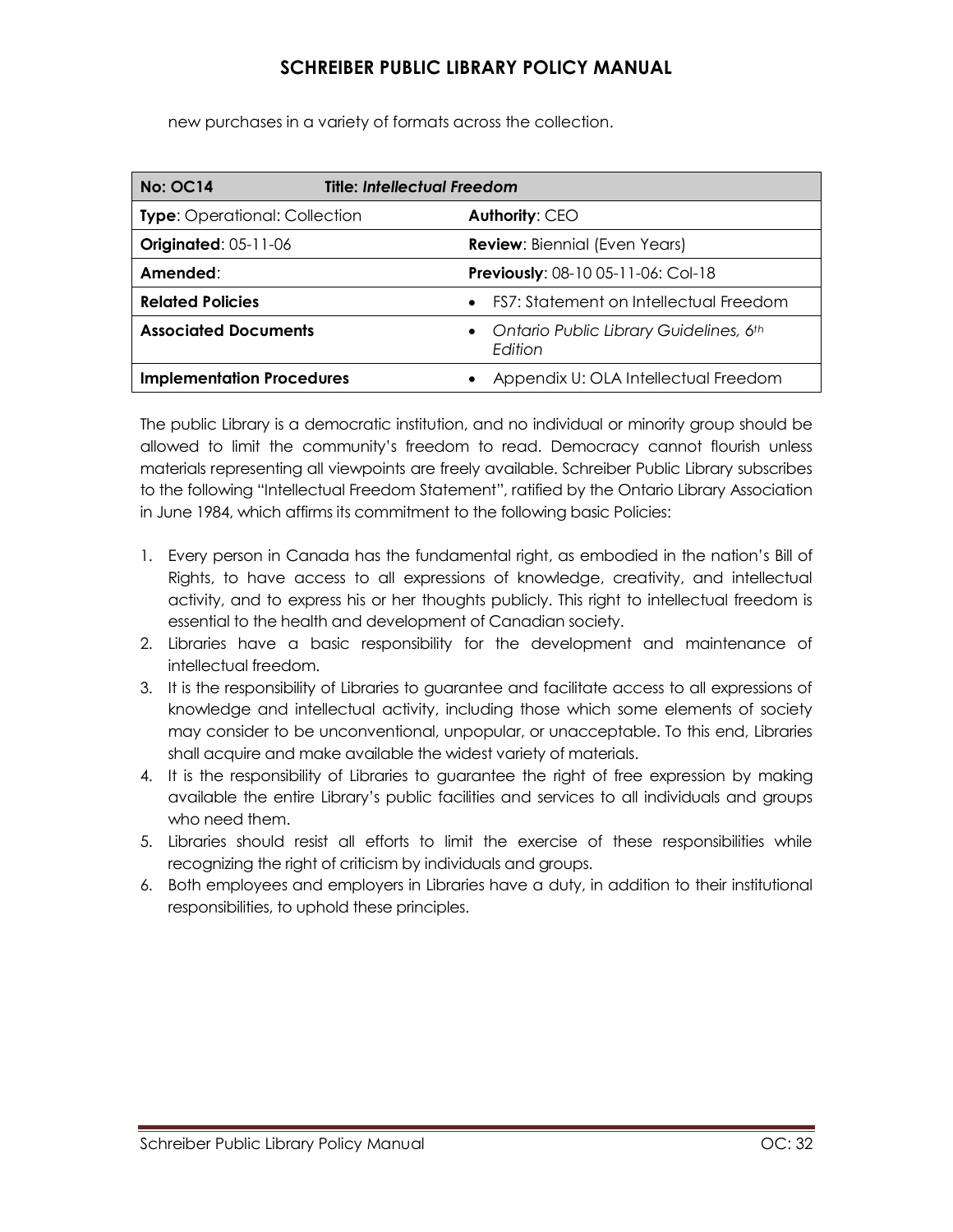new purchases in a variety of formats across the collection.

| **No: OC14** &nbsp;&nbsp;&nbsp;&nbsp; **Title: *Intellectual Freedom*** | |
|---|---|
| **Type**: Operational: Collection | **Authority**: CEO |
| **Originated**: 05-11-06 | **Review**: Biennial (Even Years) |
| **Amended**: | **Previously**: 08-10 05-11-06: Col-18 |
| **Related Policies** | • FS7: Statement on Intellectual Freedom |
| **Associated Documents** | • *Ontario Public Library Guidelines, 6th Edition* |
| **Implementation Procedures** | • Appendix U: OLA Intellectual Freedom |

The public Library is a democratic institution, and no individual or minority group should be allowed to limit the community's freedom to read. Democracy cannot flourish unless materials representing all viewpoints are freely available. Schreiber Public Library subscribes to the following "Intellectual Freedom Statement", ratified by the Ontario Library Association in June 1984, which affirms its commitment to the following basic Policies:

1. Every person in Canada has the fundamental right, as embodied in the nation's Bill of Rights, to have access to all expressions of knowledge, creativity, and intellectual activity, and to express his or her thoughts publicly. This right to intellectual freedom is essential to the health and development of Canadian society.
2. Libraries have a basic responsibility for the development and maintenance of intellectual freedom.
3. It is the responsibility of Libraries to guarantee and facilitate access to all expressions of knowledge and intellectual activity, including those which some elements of society may consider to be unconventional, unpopular, or unacceptable. To this end, Libraries shall acquire and make available the widest variety of materials.
4. It is the responsibility of Libraries to guarantee the right of free expression by making available the entire Library's public facilities and services to all individuals and groups who need them.
5. Libraries should resist all efforts to limit the exercise of these responsibilities while recognizing the right of criticism by individuals and groups.
6. Both employees and employers in Libraries have a duty, in addition to their institutional responsibilities, to uphold these principles.